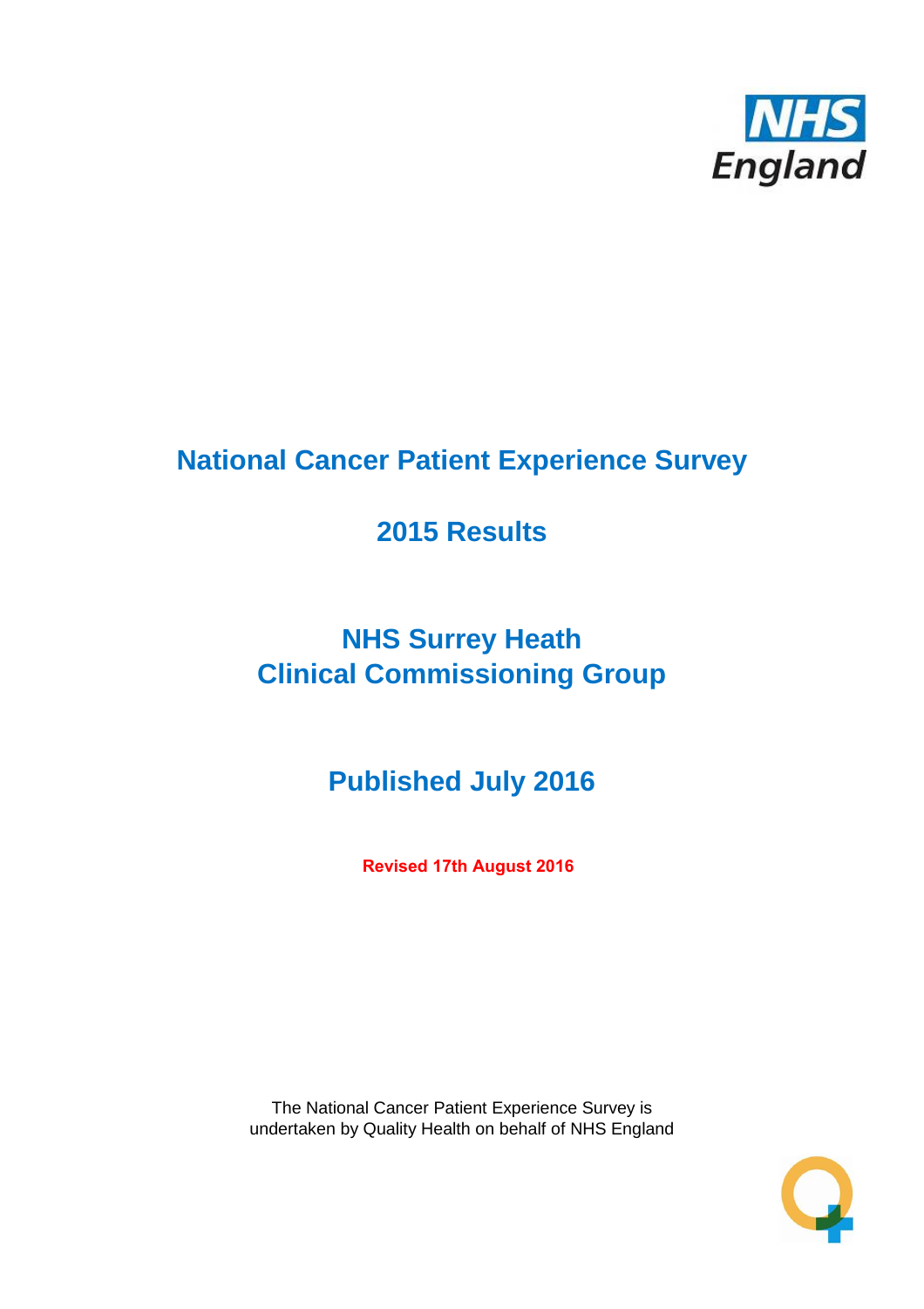# National Cancer Patient Experience Survey

## 2015 Results

## NHS Surrey Heath
## Clinical Commissioning Group

## Published July 2016

**Revised 17th August 2016**

The National Cancer Patient Experience Survey is undertaken by Quality Health on behalf of NHS England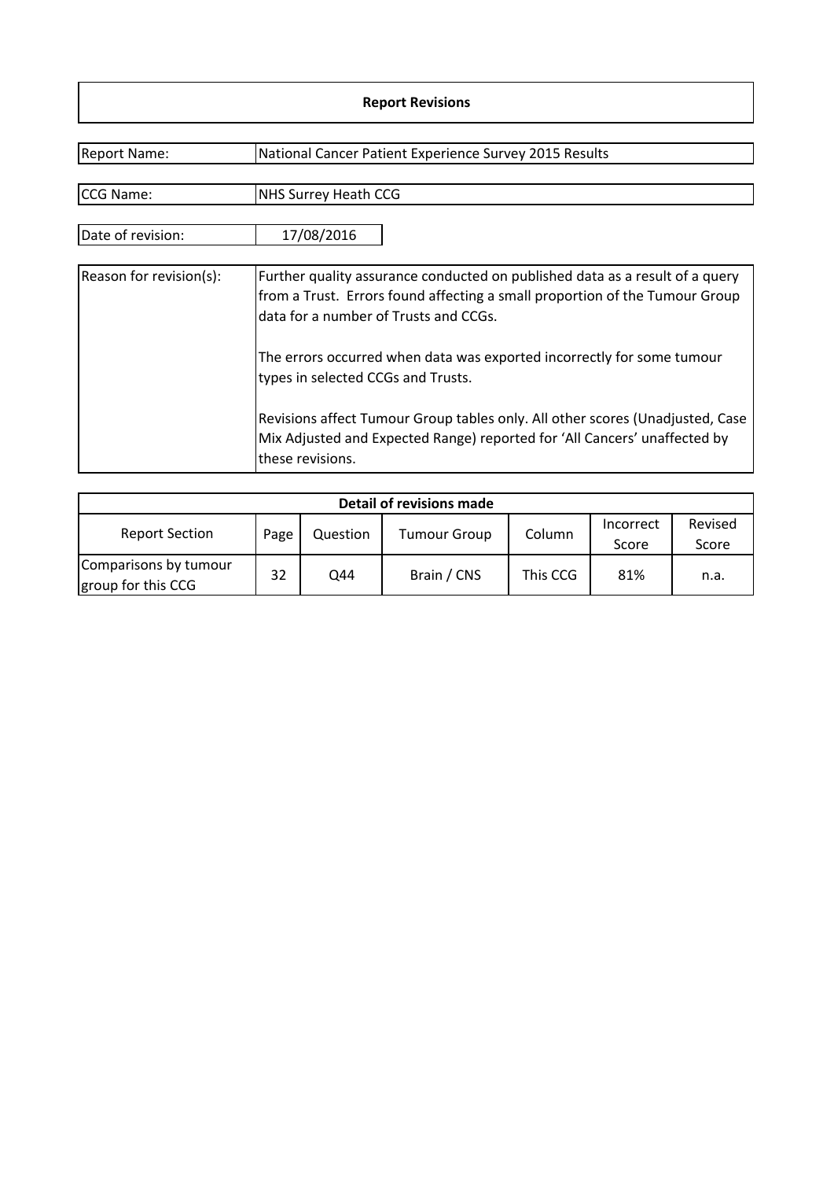# Report Revisions

| | |
|---|---|
| Report Name: | National Cancer Patient Experience Survey 2015 Results |
| CCG Name: | NHS Surrey Heath CCG |
| Date of revision: | 17/08/2016 |
| Reason for revision(s): | Further quality assurance conducted on published data as a result of a query from a Trust. Errors found affecting a small proportion of the Tumour Group data for a number of Trusts and CCGs.<br><br>The errors occurred when data was exported incorrectly for some tumour types in selected CCGs and Trusts.<br><br>Revisions affect Tumour Group tables only. All other scores (Unadjusted, Case Mix Adjusted and Expected Range) reported for 'All Cancers' unaffected by these revisions. |

**Detail of revisions made**

| Report Section | Page | Question | Tumour Group | Column | Incorrect Score | Revised Score |
|---|---|---|---|---|---|---|
| Comparisons by tumour group for this CCG | 32 | Q44 | Brain / CNS | This CCG | 81% | n.a. |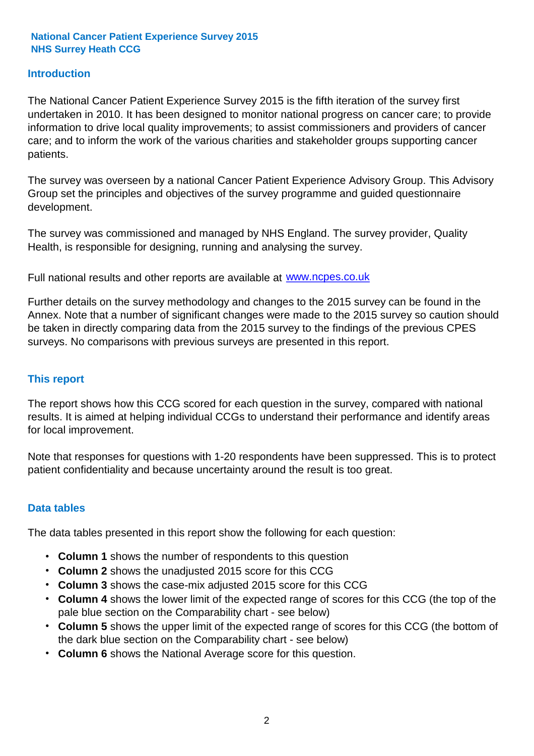**National Cancer Patient Experience Survey 2015**
**NHS Surrey Heath CCG**

## Introduction

The National Cancer Patient Experience Survey 2015 is the fifth iteration of the survey first undertaken in 2010. It has been designed to monitor national progress on cancer care; to provide information to drive local quality improvements; to assist commissioners and providers of cancer care; and to inform the work of the various charities and stakeholder groups supporting cancer patients.

The survey was overseen by a national Cancer Patient Experience Advisory Group. This Advisory Group set the principles and objectives of the survey programme and guided questionnaire development.

The survey was commissioned and managed by NHS England. The survey provider, Quality Health, is responsible for designing, running and analysing the survey.

Full national results and other reports are available at [www.ncpes.co.uk](http://www.ncpes.co.uk)

Further details on the survey methodology and changes to the 2015 survey can be found in the Annex. Note that a number of significant changes were made to the 2015 survey so caution should be taken in directly comparing data from the 2015 survey to the findings of the previous CPES surveys. No comparisons with previous surveys are presented in this report.

## This report

The report shows how this CCG scored for each question in the survey, compared with national results. It is aimed at helping individual CCGs to understand their performance and identify areas for local improvement.

Note that responses for questions with 1-20 respondents have been suppressed. This is to protect patient confidentiality and because uncertainty around the result is too great.

## Data tables

The data tables presented in this report show the following for each question:

- **Column 1** shows the number of respondents to this question
- **Column 2** shows the unadjusted 2015 score for this CCG
- **Column 3** shows the case-mix adjusted 2015 score for this CCG
- **Column 4** shows the lower limit of the expected range of scores for this CCG (the top of the pale blue section on the Comparability chart - see below)
- **Column 5** shows the upper limit of the expected range of scores for this CCG (the bottom of the dark blue section on the Comparability chart - see below)
- **Column 6** shows the National Average score for this question.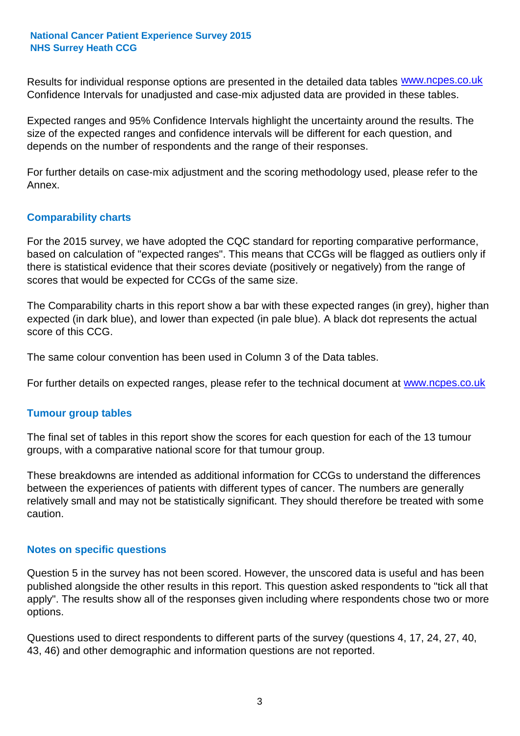Results for individual response options are presented in the detailed data tables www.ncpes.co.uk Confidence Intervals for unadjusted and case-mix adjusted data are provided in these tables.

Expected ranges and 95% Confidence Intervals highlight the uncertainty around the results. The size of the expected ranges and confidence intervals will be different for each question, and depends on the number of respondents and the range of their responses.

For further details on case-mix adjustment and the scoring methodology used, please refer to the Annex.

## Comparability charts

For the 2015 survey, we have adopted the CQC standard for reporting comparative performance, based on calculation of "expected ranges". This means that CCGs will be flagged as outliers only if there is statistical evidence that their scores deviate (positively or negatively) from the range of scores that would be expected for CCGs of the same size.

The Comparability charts in this report show a bar with these expected ranges (in grey), higher than expected (in dark blue), and lower than expected (in pale blue). A black dot represents the actual score of this CCG.

The same colour convention has been used in Column 3 of the Data tables.

For further details on expected ranges, please refer to the technical document at www.ncpes.co.uk

## Tumour group tables

The final set of tables in this report show the scores for each question for each of the 13 tumour groups, with a comparative national score for that tumour group.

These breakdowns are intended as additional information for CCGs to understand the differences between the experiences of patients with different types of cancer. The numbers are generally relatively small and may not be statistically significant. They should therefore be treated with some caution.

## Notes on specific questions

Question 5 in the survey has not been scored. However, the unscored data is useful and has been published alongside the other results in this report. This question asked respondents to "tick all that apply". The results show all of the responses given including where respondents chose two or more options.

Questions used to direct respondents to different parts of the survey (questions 4, 17, 24, 27, 40, 43, 46) and other demographic and information questions are not reported.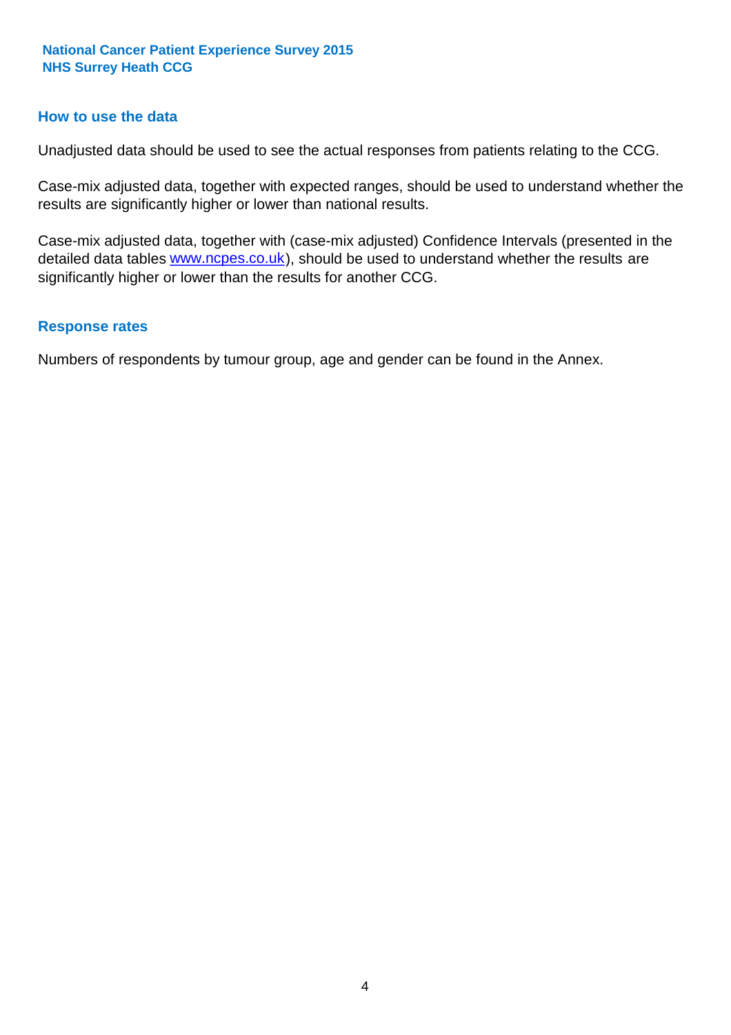## How to use the data

Unadjusted data should be used to see the actual responses from patients relating to the CCG.

Case-mix adjusted data, together with expected ranges, should be used to understand whether the results are significantly higher or lower than national results.

Case-mix adjusted data, together with (case-mix adjusted) Confidence Intervals (presented in the detailed data tables www.ncpes.co.uk), should be used to understand whether the results are significantly higher or lower than the results for another CCG.

## Response rates

Numbers of respondents by tumour group, age and gender can be found in the Annex.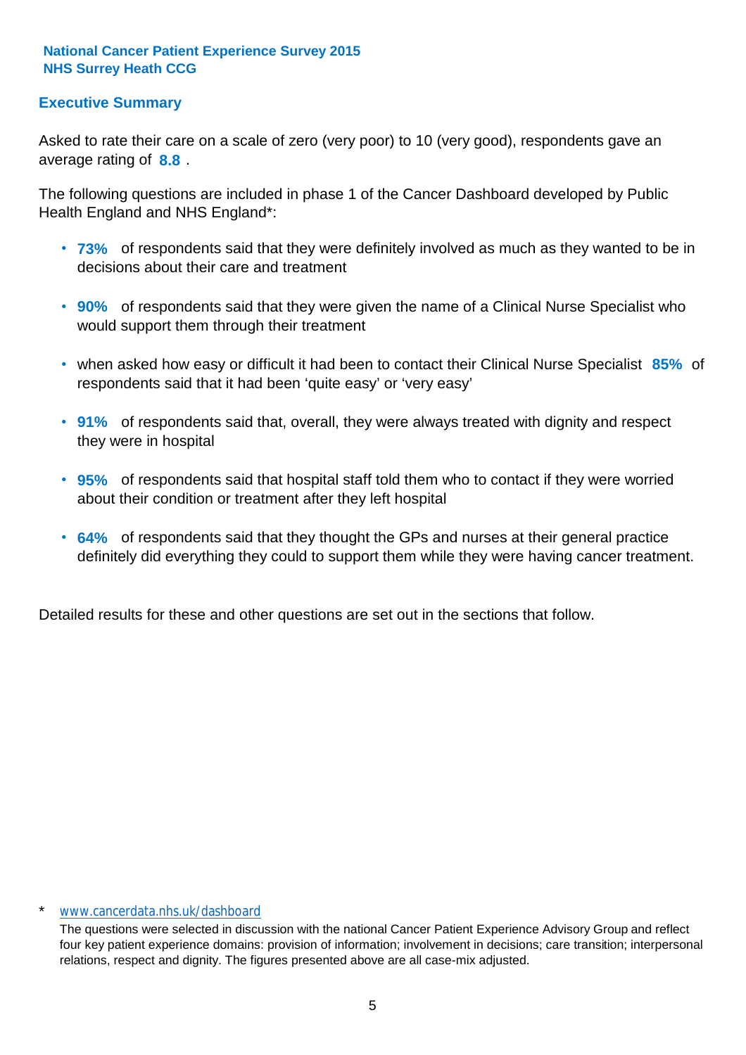**National Cancer Patient Experience Survey 2015**
**NHS Surrey Heath CCG**

## Executive Summary

Asked to rate their care on a scale of zero (very poor) to 10 (very good), respondents gave an average rating of **8.8** .

The following questions are included in phase 1 of the Cancer Dashboard developed by Public Health England and NHS England*:

- **73%** of respondents said that they were definitely involved as much as they wanted to be in decisions about their care and treatment
- **90%** of respondents said that they were given the name of a Clinical Nurse Specialist who would support them through their treatment
- when asked how easy or difficult it had been to contact their Clinical Nurse Specialist **85%** of respondents said that it had been 'quite easy' or 'very easy'
- **91%** of respondents said that, overall, they were always treated with dignity and respect they were in hospital
- **95%** of respondents said that hospital staff told them who to contact if they were worried about their condition or treatment after they left hospital
- **64%** of respondents said that they thought the GPs and nurses at their general practice definitely did everything they could to support them while they were having cancer treatment.

Detailed results for these and other questions are set out in the sections that follow.

\* www.cancerdata.nhs.uk/dashboard

The questions were selected in discussion with the national Cancer Patient Experience Advisory Group and reflect four key patient experience domains: provision of information; involvement in decisions; care transition; interpersonal relations, respect and dignity. The figures presented above are all case-mix adjusted.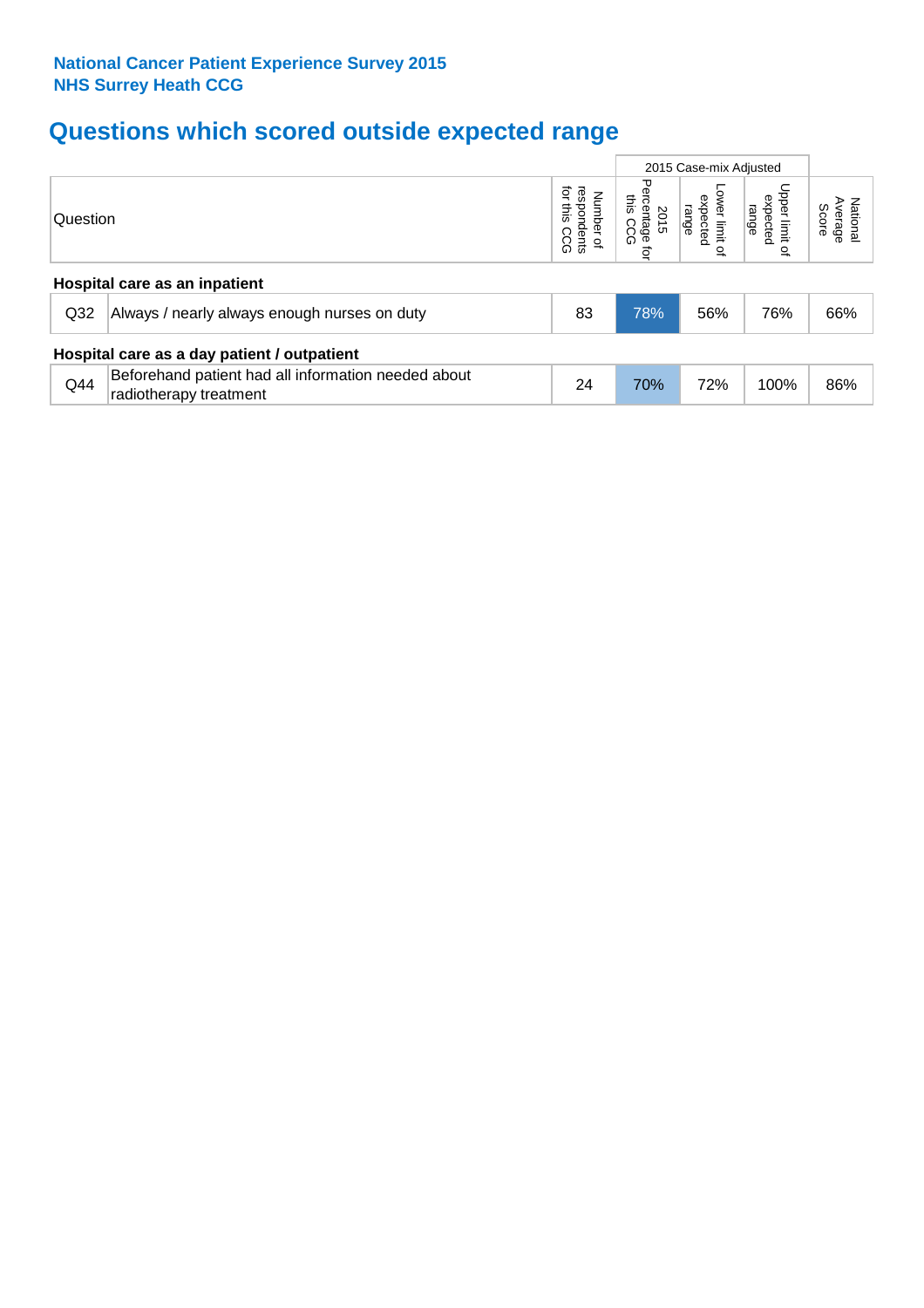**National Cancer Patient Experience Survey 2015**
**NHS Surrey Heath CCG**

# Questions which scored outside expected range

| Question | | Number of respondents for this CCG | 2015 Case-mix Adjusted | | | National Average Score |
|---|---|---|---|---|---|---|
| | | | 2015 Percentage for this CCG | Lower limit of expected range | Upper limit of expected range | |
| **Hospital care as an inpatient** | | | | | | |
| Q32 | Always / nearly always enough nurses on duty | 83 | 78% | 56% | 76% | 66% |
| **Hospital care as a day patient / outpatient** | | | | | | |
| Q44 | Beforehand patient had all information needed about radiotherapy treatment | 24 | 70% | 72% | 100% | 86% |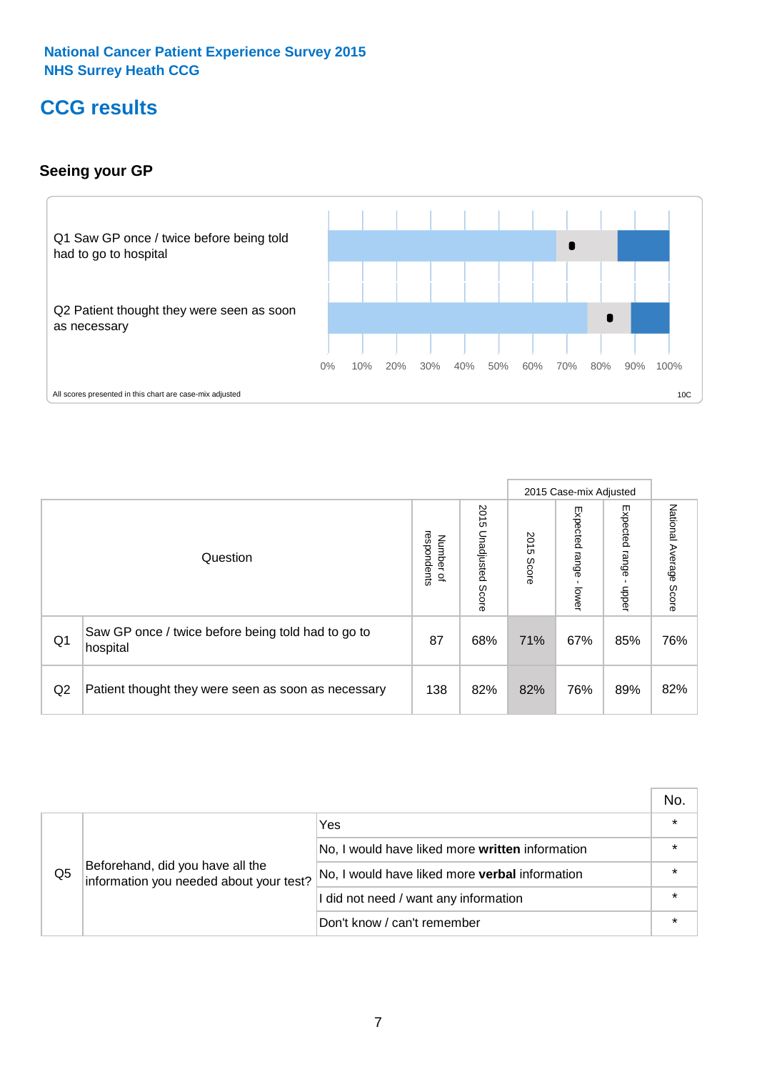National Cancer Patient Experience Survey 2015
NHS Surrey Heath CCG

# CCG results

## Seeing your GP

Q1 Saw GP once / twice before being told had to go to hospital

Q2 Patient thought they were seen as soon as necessary

0% 10% 20% 30% 40% 50% 60% 70% 80% 90% 100%

All scores presented in this chart are case-mix adjusted

10C

| | Question | Number of respondents | 2015 Unadjusted Score | 2015 Case-mix Adjusted: 2015 Score | 2015 Case-mix Adjusted: Expected range - lower | 2015 Case-mix Adjusted: Expected range - upper | National Average Score |
|---|---|---|---|---|---|---|---|
| Q1 | Saw GP once / twice before being told had to go to hospital | 87 | 68% | 71% | 67% | 85% | 76% |
| Q2 | Patient thought they were seen as soon as necessary | 138 | 82% | 82% | 76% | 89% | 82% |

| | | | No. |
|---|---|---|---|
| Q5 | Beforehand, did you have all the information you needed about your test? | Yes | * |
| | | No, I would have liked more **written** information | * |
| | | No, I would have liked more **verbal** information | * |
| | | I did not need / want any information | * |
| | | Don't know / can't remember | * |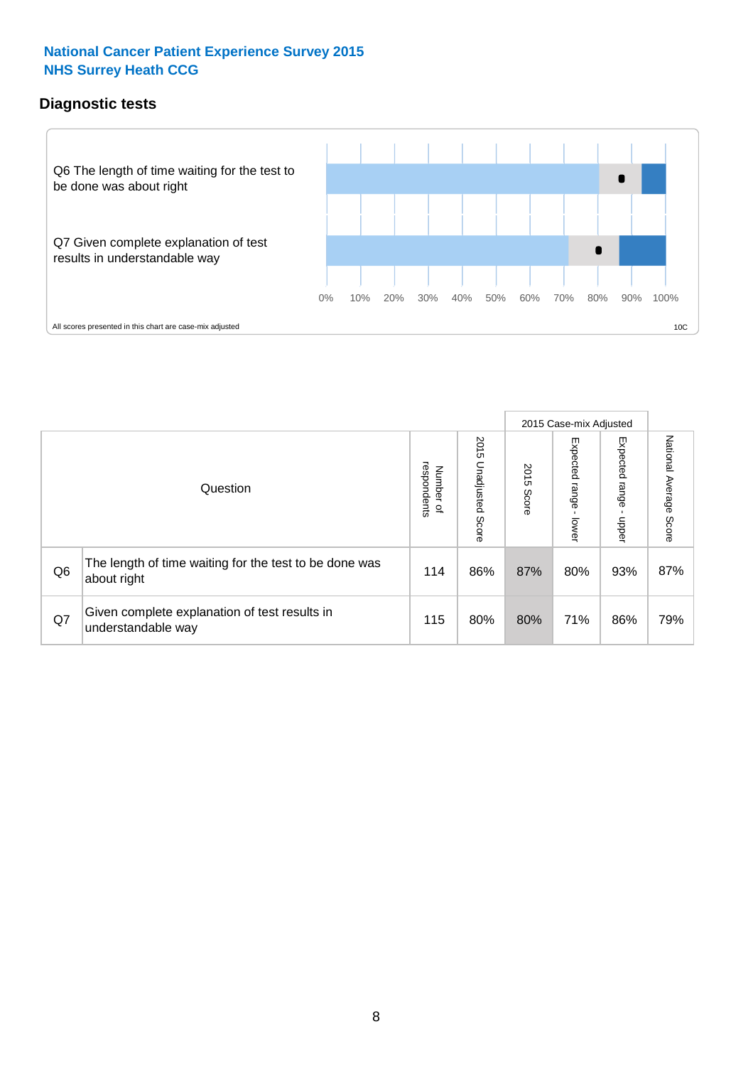**National Cancer Patient Experience Survey 2015**
**NHS Surrey Heath CCG**

## Diagnostic tests

Q6 The length of time waiting for the test to be done was about right

Q7 Given complete explanation of test results in understandable way

0% 10% 20% 30% 40% 50% 60% 70% 80% 90% 100%

All scores presented in this chart are case-mix adjusted

10C

| | Question | Number of respondents | 2015 Unadjusted Score | 2015 Case-mix Adjusted 2015 Score | 2015 Case-mix Adjusted Expected range - lower | 2015 Case-mix Adjusted Expected range - upper | National Average Score |
|---|---|---|---|---|---|---|---|
| Q6 | The length of time waiting for the test to be done was about right | 114 | 86% | 87% | 80% | 93% | 87% |
| Q7 | Given complete explanation of test results in understandable way | 115 | 80% | 80% | 71% | 86% | 79% |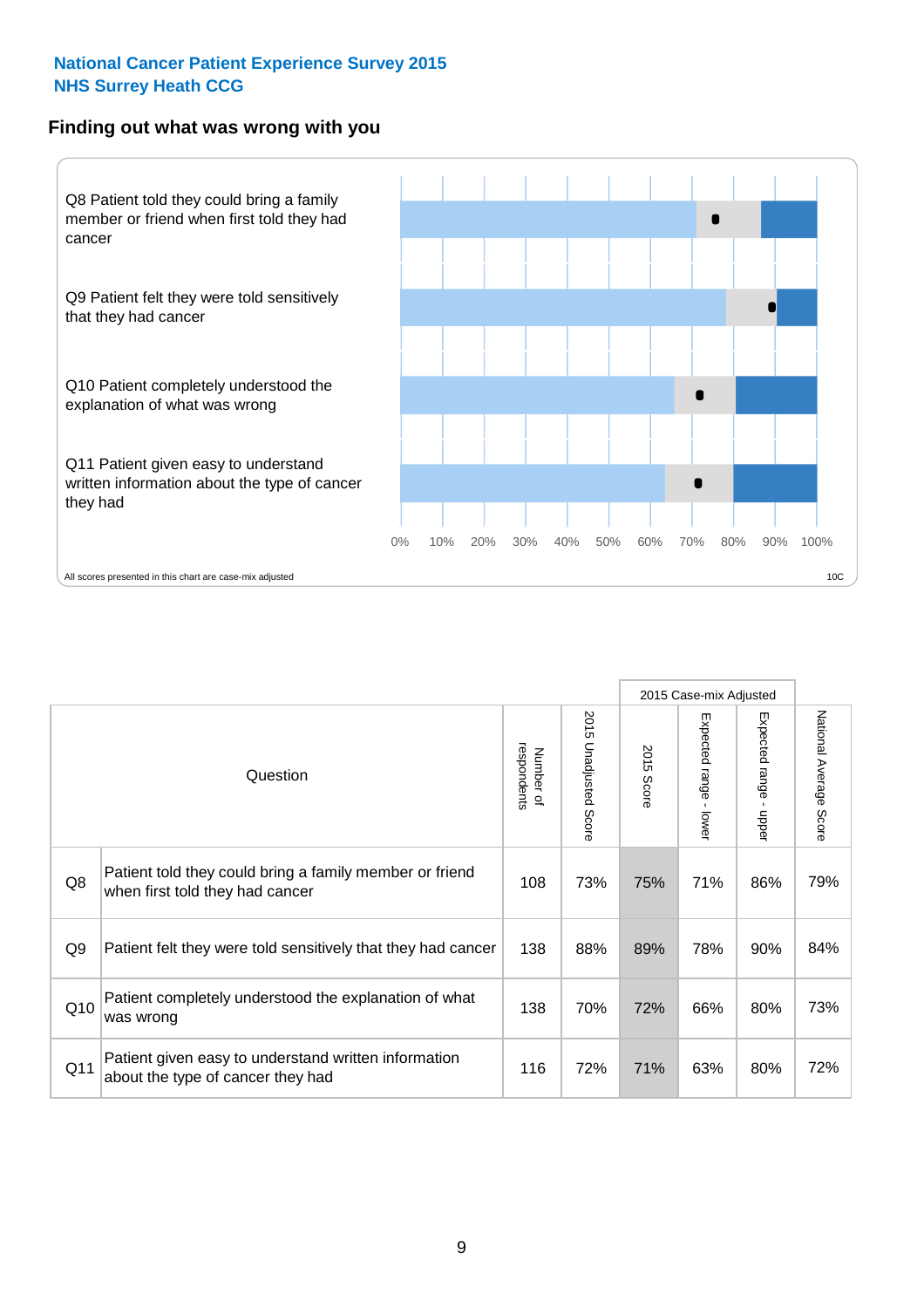**National Cancer Patient Experience Survey 2015**
**NHS Surrey Heath CCG**

## Finding out what was wrong with you

Q8 Patient told they could bring a family member or friend when first told they had cancer

Q9 Patient felt they were told sensitively that they had cancer

Q10 Patient completely understood the explanation of what was wrong

Q11 Patient given easy to understand written information about the type of cancer they had

0% 10% 20% 30% 40% 50% 60% 70% 80% 90% 100%

All scores presented in this chart are case-mix adjusted

10C

| | Question | Number of respondents | 2015 Unadjusted Score | 2015 Case-mix Adjusted: 2015 Score | 2015 Case-mix Adjusted: Expected range - lower | 2015 Case-mix Adjusted: Expected range - upper | National Average Score |
|---|---|---|---|---|---|---|---|
| Q8 | Patient told they could bring a family member or friend when first told they had cancer | 108 | 73% | 75% | 71% | 86% | 79% |
| Q9 | Patient felt they were told sensitively that they had cancer | 138 | 88% | 89% | 78% | 90% | 84% |
| Q10 | Patient completely understood the explanation of what was wrong | 138 | 70% | 72% | 66% | 80% | 73% |
| Q11 | Patient given easy to understand written information about the type of cancer they had | 116 | 72% | 71% | 63% | 80% | 72% |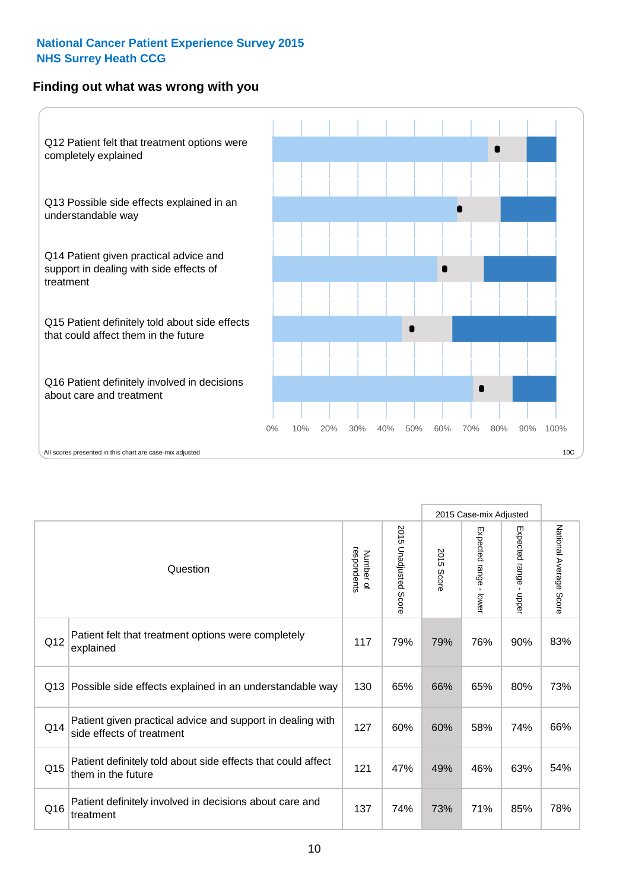National Cancer Patient Experience Survey 2015
NHS Surrey Heath CCG

## Finding out what was wrong with you

Q12 Patient felt that treatment options were completely explained

Q13 Possible side effects explained in an understandable way

Q14 Patient given practical advice and support in dealing with side effects of treatment

Q15 Patient definitely told about side effects that could affect them in the future

Q16 Patient definitely involved in decisions about care and treatment

0% 10% 20% 30% 40% 50% 60% 70% 80% 90% 100%

All scores presented in this chart are case-mix adjusted

10C

| | Question | Number of respondents | 2015 Unadjusted Score | 2015 Case-mix Adjusted: 2015 Score | 2015 Case-mix Adjusted: Expected range - lower | 2015 Case-mix Adjusted: Expected range - upper | National Average Score |
|---|---|---|---|---|---|---|---|
| Q12 | Patient felt that treatment options were completely explained | 117 | 79% | 79% | 76% | 90% | 83% |
| Q13 | Possible side effects explained in an understandable way | 130 | 65% | 66% | 65% | 80% | 73% |
| Q14 | Patient given practical advice and support in dealing with side effects of treatment | 127 | 60% | 60% | 58% | 74% | 66% |
| Q15 | Patient definitely told about side effects that could affect them in the future | 121 | 47% | 49% | 46% | 63% | 54% |
| Q16 | Patient definitely involved in decisions about care and treatment | 137 | 74% | 73% | 71% | 85% | 78% |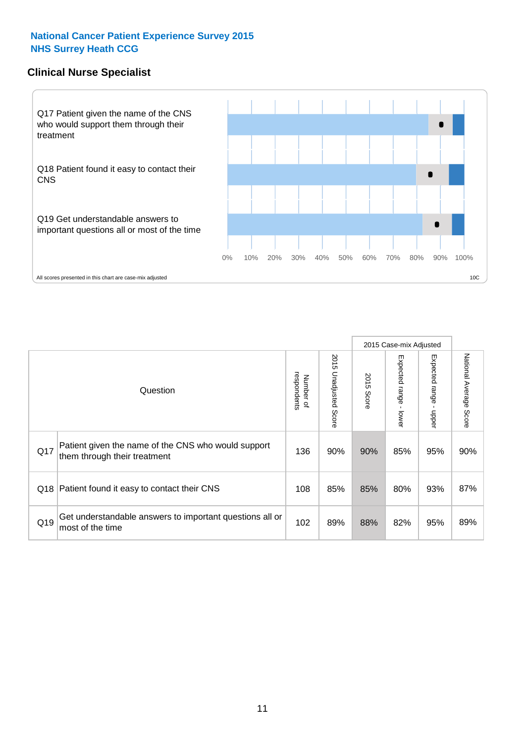National Cancer Patient Experience Survey 2015
NHS Surrey Heath CCG

## Clinical Nurse Specialist

Q17 Patient given the name of the CNS who would support them through their treatment

Q18 Patient found it easy to contact their CNS

Q19 Get understandable answers to important questions all or most of the time

0% 10% 20% 30% 40% 50% 60% 70% 80% 90% 100%

All scores presented in this chart are case-mix adjusted

10C

| | Question | Number of respondents | 2015 Unadjusted Score | 2015 Case-mix Adjusted | | | National Average Score |
|---|---|---|---|---|---|---|---|
| | | | | 2015 Score | Expected range - lower | Expected range - upper | |
| Q17 | Patient given the name of the CNS who would support them through their treatment | 136 | 90% | 90% | 85% | 95% | 90% |
| Q18 | Patient found it easy to contact their CNS | 108 | 85% | 85% | 80% | 93% | 87% |
| Q19 | Get understandable answers to important questions all or most of the time | 102 | 89% | 88% | 82% | 95% | 89% |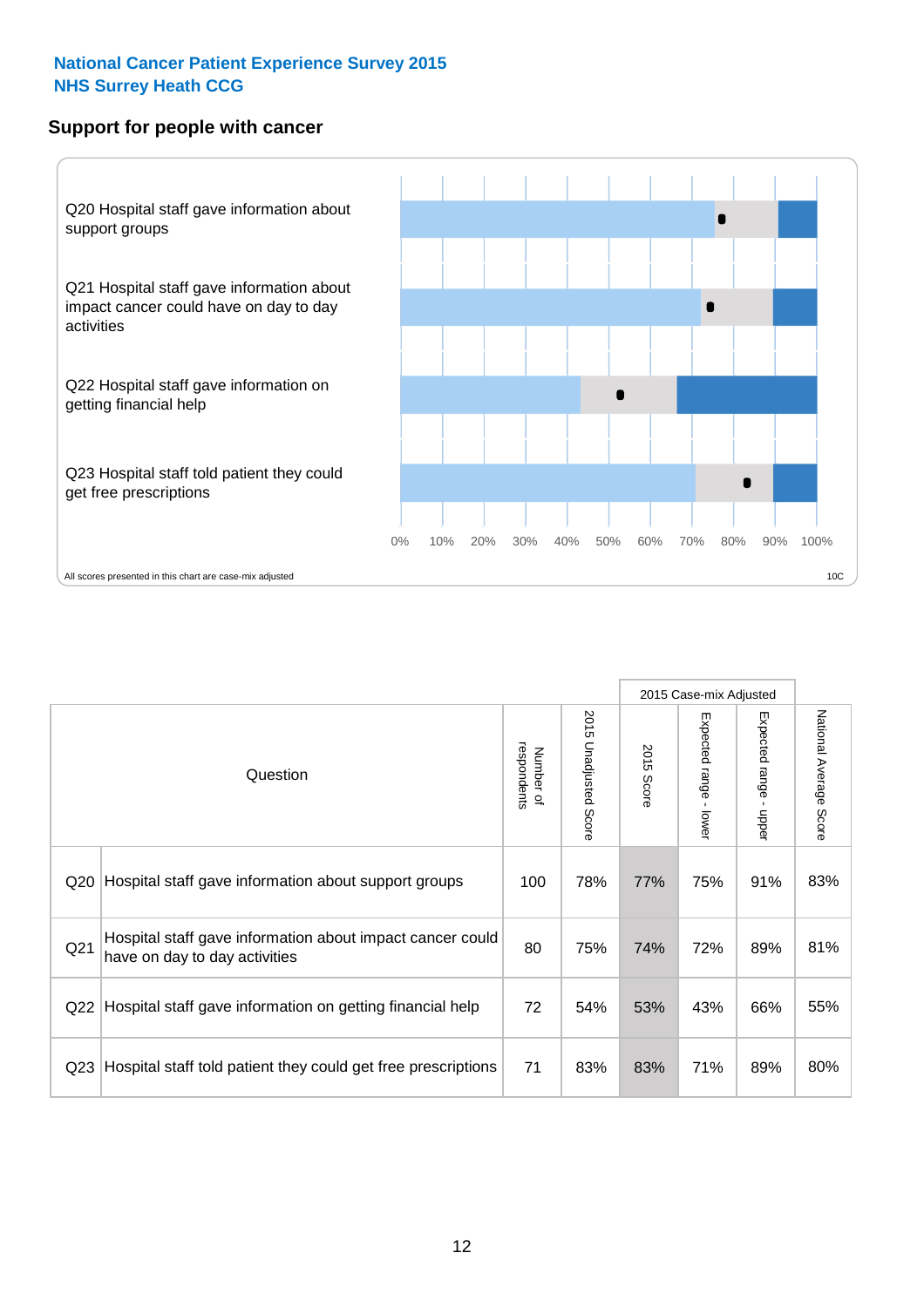**National Cancer Patient Experience Survey 2015**
**NHS Surrey Heath CCG**

## Support for people with cancer

Q20 Hospital staff gave information about support groups

Q21 Hospital staff gave information about impact cancer could have on day to day activities

Q22 Hospital staff gave information on getting financial help

Q23 Hospital staff told patient they could get free prescriptions

0% 10% 20% 30% 40% 50% 60% 70% 80% 90% 100%

All scores presented in this chart are case-mix adjusted

10C

| Question | | Number of respondents | 2015 Unadjusted Score | 2015 Case-mix Adjusted | | | National Average Score |
|---|---|---|---|---|---|---|---|
| | | | | 2015 Score | Expected range - lower | Expected range - upper | |
| Q20 | Hospital staff gave information about support groups | 100 | 78% | 77% | 75% | 91% | 83% |
| Q21 | Hospital staff gave information about impact cancer could have on day to day activities | 80 | 75% | 74% | 72% | 89% | 81% |
| Q22 | Hospital staff gave information on getting financial help | 72 | 54% | 53% | 43% | 66% | 55% |
| Q23 | Hospital staff told patient they could get free prescriptions | 71 | 83% | 83% | 71% | 89% | 80% |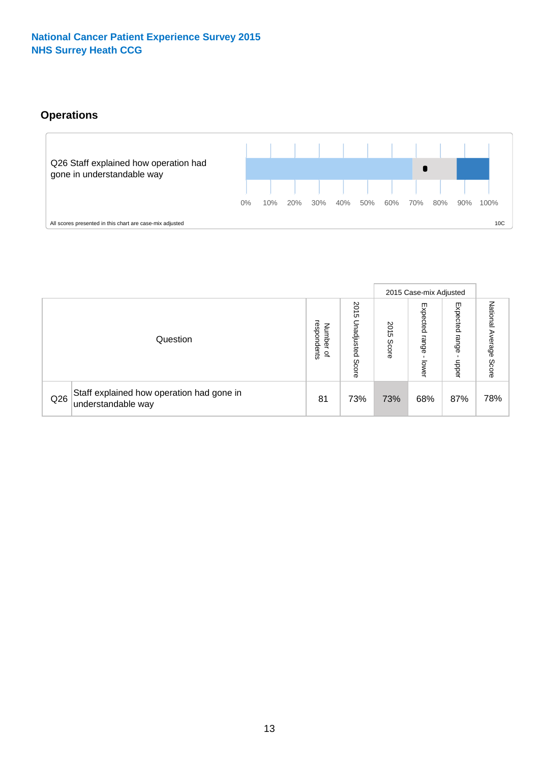National Cancer Patient Experience Survey 2015
NHS Surrey Heath CCG

## Operations

Q26 Staff explained how operation had gone in understandable way

0% 10% 20% 30% 40% 50% 60% 70% 80% 90% 100%

All scores presented in this chart are case-mix adjusted

10C

| Question | | Number of respondents | 2015 Unadjusted Score | 2015 Case-mix Adjusted | | | National Average Score |
|---|---|---|---|---|---|---|---|
| | | | | 2015 Score | Expected range - lower | Expected range - upper | |
| Q26 | Staff explained how operation had gone in understandable way | 81 | 73% | 73% | 68% | 87% | 78% |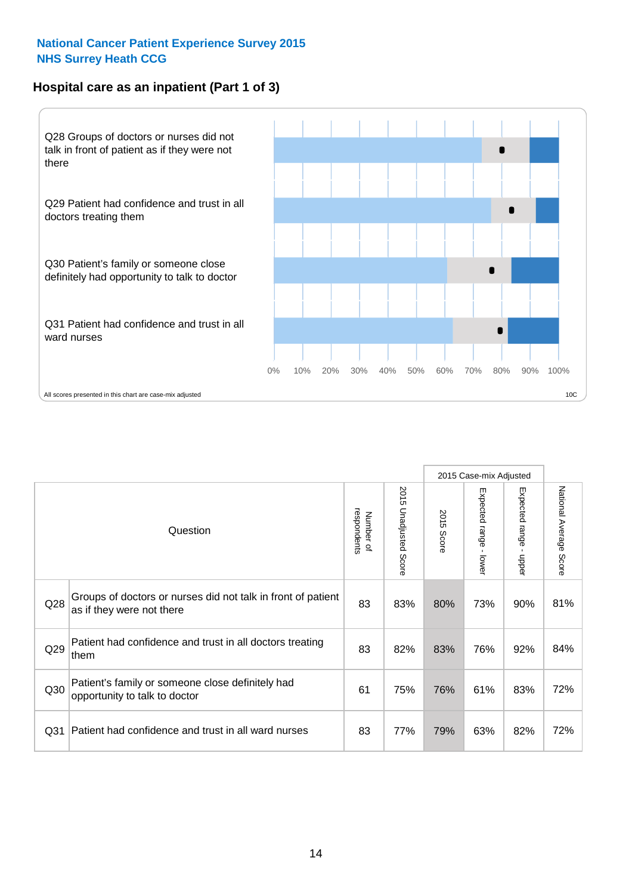National Cancer Patient Experience Survey 2015
NHS Surrey Heath CCG

## Hospital care as an inpatient (Part 1 of 3)

Q28 Groups of doctors or nurses did not talk in front of patient as if they were not there

Q29 Patient had confidence and trust in all doctors treating them

Q30 Patient's family or someone close definitely had opportunity to talk to doctor

Q31 Patient had confidence and trust in all ward nurses

0% 10% 20% 30% 40% 50% 60% 70% 80% 90% 100%

All scores presented in this chart are case-mix adjusted

10C

| | Question | Number of respondents | 2015 Unadjusted Score | 2015 Case-mix Adjusted | | | National Average Score |
|---|---|---|---|---|---|---|---|
| | | | | 2015 Score | Expected range - lower | Expected range - upper | |
| Q28 | Groups of doctors or nurses did not talk in front of patient as if they were not there | 83 | 83% | 80% | 73% | 90% | 81% |
| Q29 | Patient had confidence and trust in all doctors treating them | 83 | 82% | 83% | 76% | 92% | 84% |
| Q30 | Patient's family or someone close definitely had opportunity to talk to doctor | 61 | 75% | 76% | 61% | 83% | 72% |
| Q31 | Patient had confidence and trust in all ward nurses | 83 | 77% | 79% | 63% | 82% | 72% |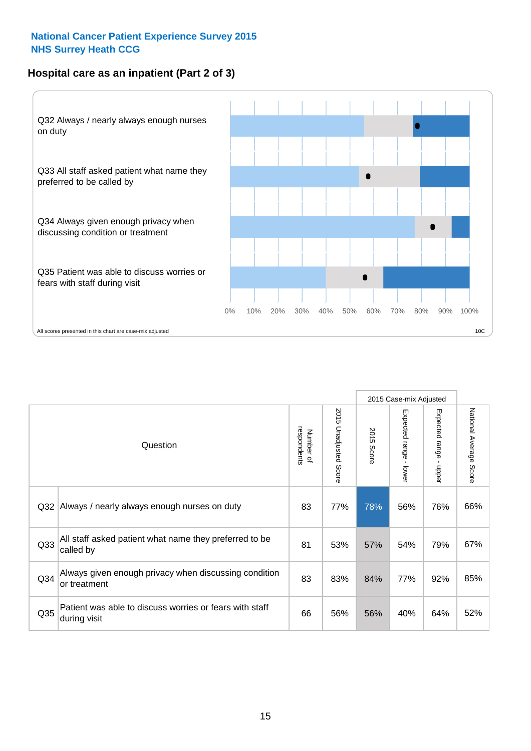National Cancer Patient Experience Survey 2015
NHS Surrey Heath CCG

## Hospital care as an inpatient (Part 2 of 3)

Q32 Always / nearly always enough nurses on duty

Q33 All staff asked patient what name they preferred to be called by

Q34 Always given enough privacy when discussing condition or treatment

Q35 Patient was able to discuss worries or fears with staff during visit

0% 10% 20% 30% 40% 50% 60% 70% 80% 90% 100%

All scores presented in this chart are case-mix adjusted

10C

| | Question | Number of respondents | 2015 Unadjusted Score | 2015 Case-mix Adjusted: 2015 Score | 2015 Case-mix Adjusted: Expected range - lower | 2015 Case-mix Adjusted: Expected range - upper | National Average Score |
|---|---|---|---|---|---|---|---|
| Q32 | Always / nearly always enough nurses on duty | 83 | 77% | 78% | 56% | 76% | 66% |
| Q33 | All staff asked patient what name they preferred to be called by | 81 | 53% | 57% | 54% | 79% | 67% |
| Q34 | Always given enough privacy when discussing condition or treatment | 83 | 83% | 84% | 77% | 92% | 85% |
| Q35 | Patient was able to discuss worries or fears with staff during visit | 66 | 56% | 56% | 40% | 64% | 52% |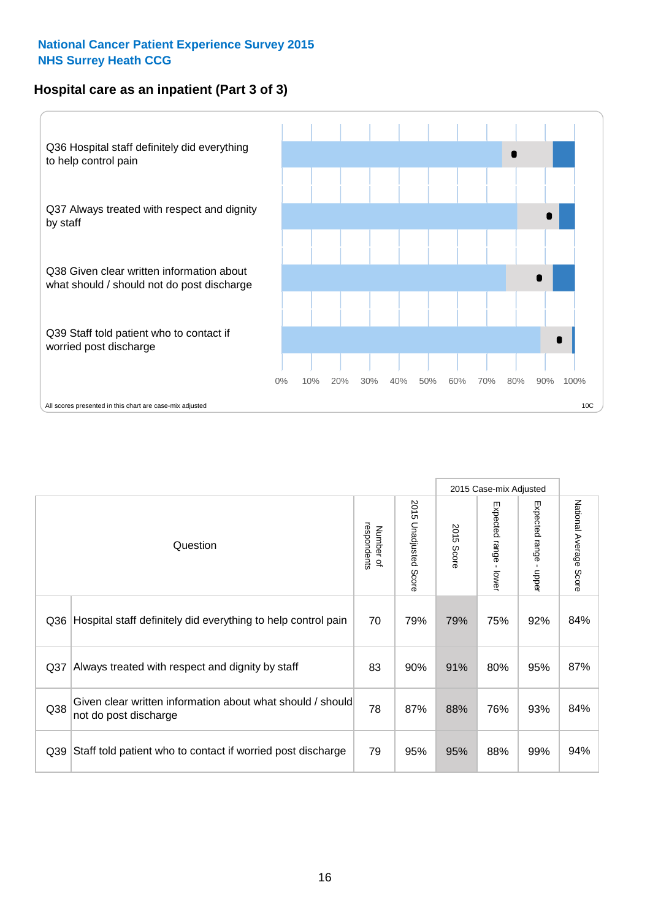**National Cancer Patient Experience Survey 2015**
**NHS Surrey Heath CCG**

## Hospital care as an inpatient (Part 3 of 3)

Q36 Hospital staff definitely did everything to help control pain

Q37 Always treated with respect and dignity by staff

Q38 Given clear written information about what should / should not do post discharge

Q39 Staff told patient who to contact if worried post discharge

0% 10% 20% 30% 40% 50% 60% 70% 80% 90% 100%

All scores presented in this chart are case-mix adjusted

10C

| Question | | Number of respondents | 2015 Unadjusted Score | 2015 Case-mix Adjusted | | | National Average Score |
|---|---|---|---|---|---|---|---|
| | | | | 2015 Score | Expected range - lower | Expected range - upper | |
| Q36 | Hospital staff definitely did everything to help control pain | 70 | 79% | 79% | 75% | 92% | 84% |
| Q37 | Always treated with respect and dignity by staff | 83 | 90% | 91% | 80% | 95% | 87% |
| Q38 | Given clear written information about what should / should not do post discharge | 78 | 87% | 88% | 76% | 93% | 84% |
| Q39 | Staff told patient who to contact if worried post discharge | 79 | 95% | 95% | 88% | 99% | 94% |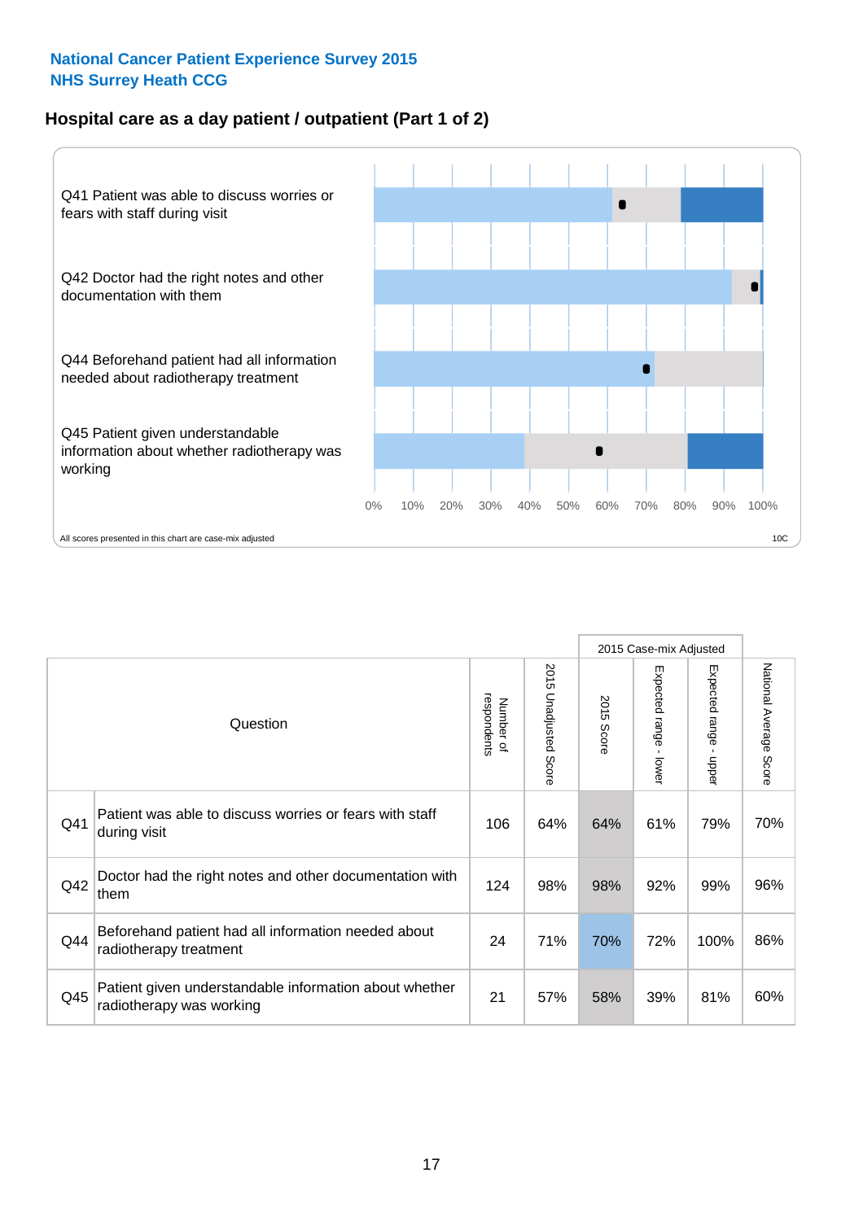**National Cancer Patient Experience Survey 2015**
**NHS Surrey Heath CCG**

## Hospital care as a day patient / outpatient (Part 1 of 2)

Q41 Patient was able to discuss worries or fears with staff during visit

Q42 Doctor had the right notes and other documentation with them

Q44 Beforehand patient had all information needed about radiotherapy treatment

Q45 Patient given understandable information about whether radiotherapy was working

0% 10% 20% 30% 40% 50% 60% 70% 80% 90% 100%

All scores presented in this chart are case-mix adjusted

10C

| | Question | Number of respondents | 2015 Unadjusted Score | 2015 Case-mix Adjusted | | | National Average Score |
|---|---|---|---|---|---|---|---|
| | | | | 2015 Score | Expected range - lower | Expected range - upper | |
| Q41 | Patient was able to discuss worries or fears with staff during visit | 106 | 64% | 64% | 61% | 79% | 70% |
| Q42 | Doctor had the right notes and other documentation with them | 124 | 98% | 98% | 92% | 99% | 96% |
| Q44 | Beforehand patient had all information needed about radiotherapy treatment | 24 | 71% | 70% | 72% | 100% | 86% |
| Q45 | Patient given understandable information about whether radiotherapy was working | 21 | 57% | 58% | 39% | 81% | 60% |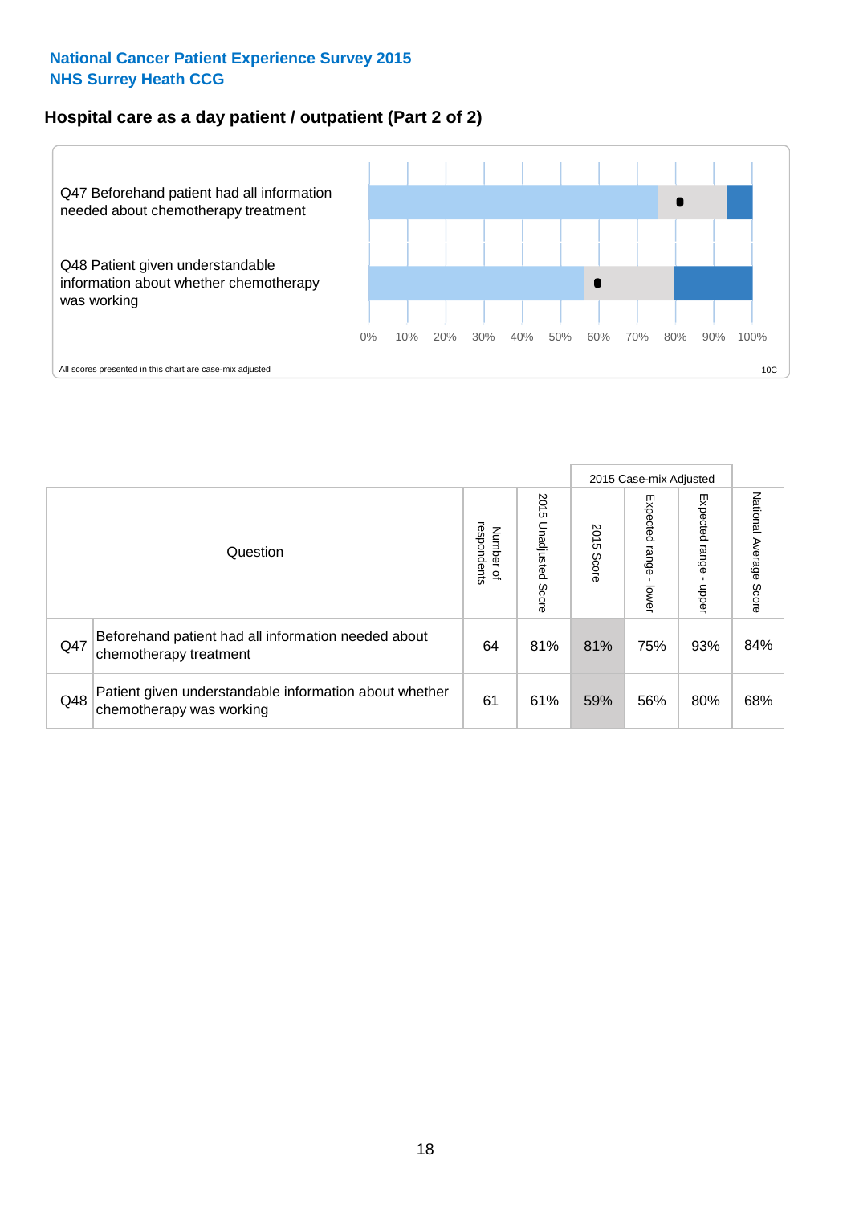National Cancer Patient Experience Survey 2015
NHS Surrey Heath CCG

## Hospital care as a day patient / outpatient (Part 2 of 2)

Q47 Beforehand patient had all information needed about chemotherapy treatment

Q48 Patient given understandable information about whether chemotherapy was working

0% 10% 20% 30% 40% 50% 60% 70% 80% 90% 100%

All scores presented in this chart are case-mix adjusted

10C

| Question | | Number of respondents | 2015 Unadjusted Score | 2015 Case-mix Adjusted | | | National Average Score |
|---|---|---|---|---|---|---|---|
| | | | | 2015 Score | Expected range - lower | Expected range - upper | |
| Q47 | Beforehand patient had all information needed about chemotherapy treatment | 64 | 81% | 81% | 75% | 93% | 84% |
| Q48 | Patient given understandable information about whether chemotherapy was working | 61 | 61% | 59% | 56% | 80% | 68% |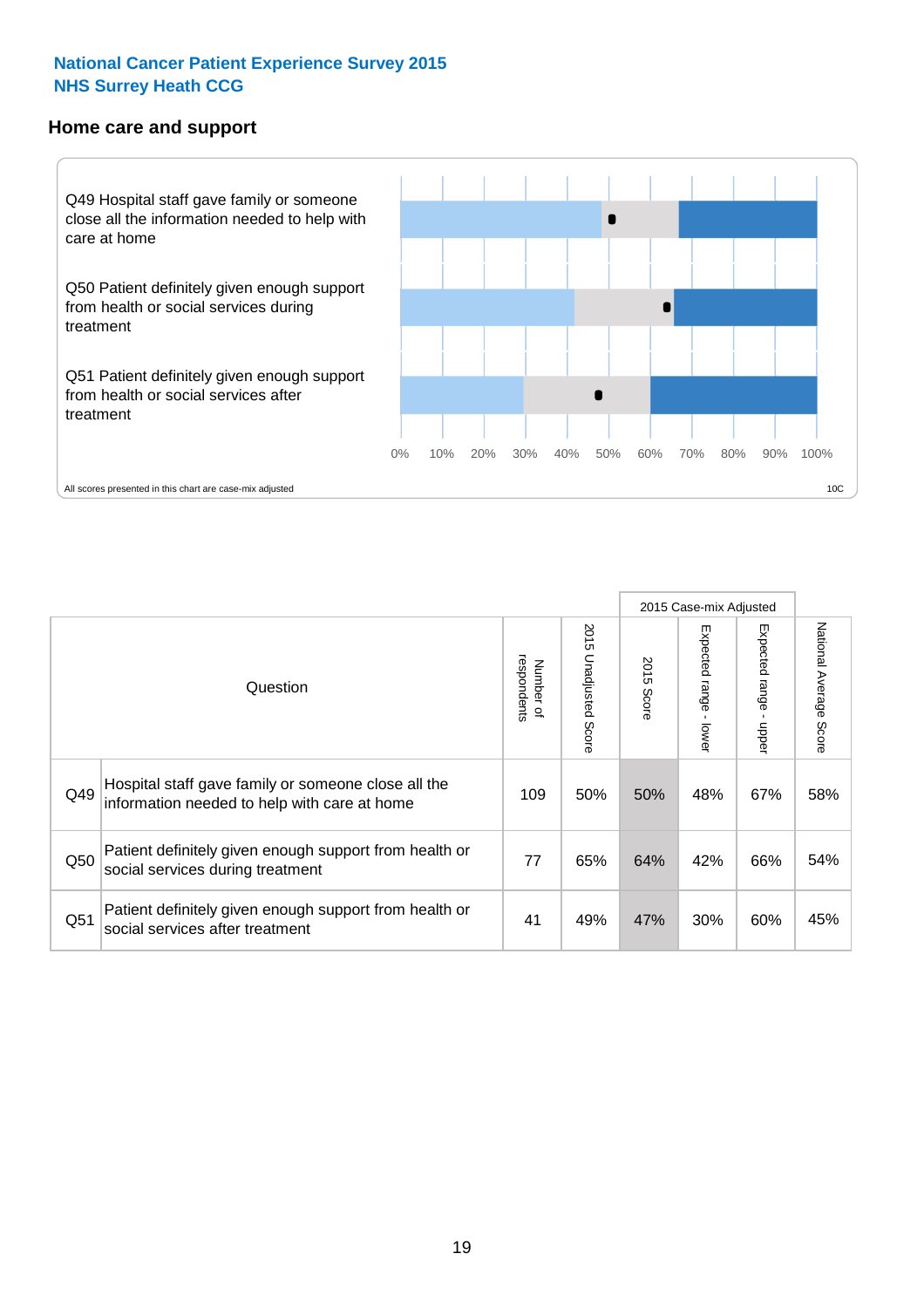National Cancer Patient Experience Survey 2015
NHS Surrey Heath CCG

## Home care and support

Q49 Hospital staff gave family or someone close all the information needed to help with care at home

Q50 Patient definitely given enough support from health or social services during treatment

Q51 Patient definitely given enough support from health or social services after treatment

0% 10% 20% 30% 40% 50% 60% 70% 80% 90% 100%

All scores presented in this chart are case-mix adjusted

10C

| Question | | Number of respondents | 2015 Unadjusted Score | 2015 Case-mix Adjusted | | | National Average Score |
|---|---|---|---|---|---|---|---|
| | | | | 2015 Score | Expected range - lower | Expected range - upper | |
| Q49 | Hospital staff gave family or someone close all the information needed to help with care at home | 109 | 50% | 50% | 48% | 67% | 58% |
| Q50 | Patient definitely given enough support from health or social services during treatment | 77 | 65% | 64% | 42% | 66% | 54% |
| Q51 | Patient definitely given enough support from health or social services after treatment | 41 | 49% | 47% | 30% | 60% | 45% |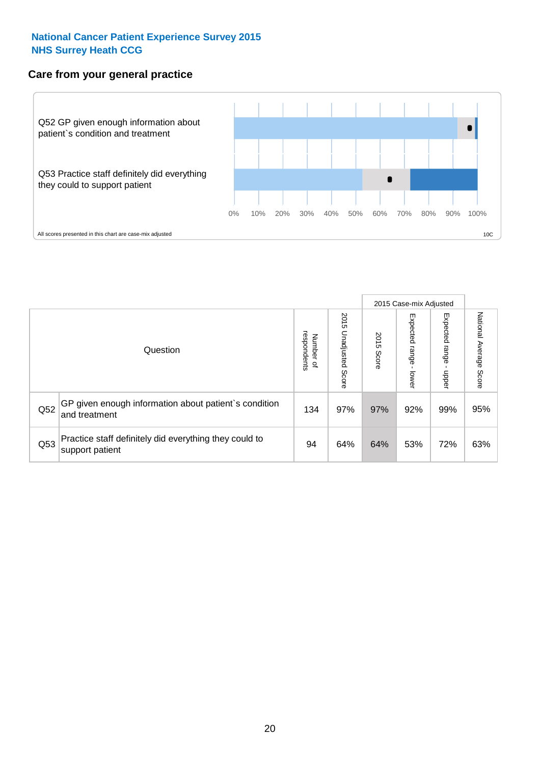National Cancer Patient Experience Survey 2015
NHS Surrey Heath CCG

## Care from your general practice

Q52 GP given enough information about patient`s condition and treatment

Q53 Practice staff definitely did everything they could to support patient

0% 10% 20% 30% 40% 50% 60% 70% 80% 90% 100%

All scores presented in this chart are case-mix adjusted

10C

| Question | | Number of respondents | 2015 Unadjusted Score | 2015 Case-mix Adjusted 2015 Score | 2015 Case-mix Adjusted Expected range - lower | 2015 Case-mix Adjusted Expected range - upper | National Average Score |
|---|---|---|---|---|---|---|---|
| Q52 | GP given enough information about patient`s condition and treatment | 134 | 97% | 97% | 92% | 99% | 95% |
| Q53 | Practice staff definitely did everything they could to support patient | 94 | 64% | 64% | 53% | 72% | 63% |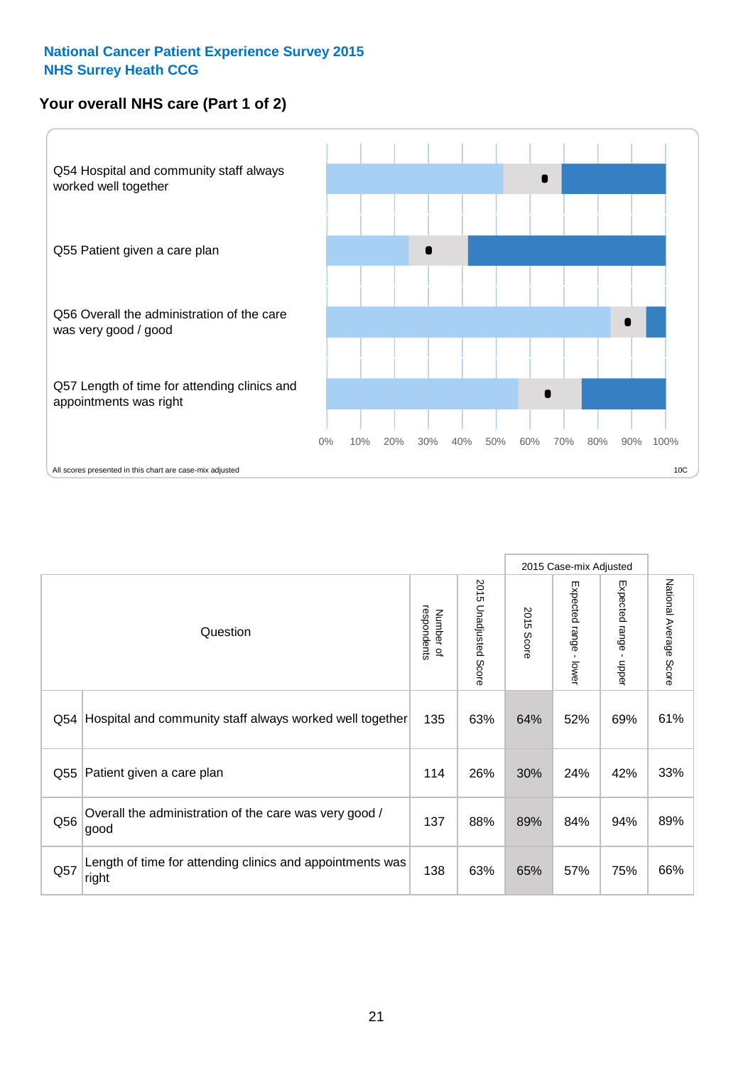National Cancer Patient Experience Survey 2015
NHS Surrey Heath CCG

## Your overall NHS care (Part 1 of 2)

Q54 Hospital and community staff always worked well together

Q55 Patient given a care plan

Q56 Overall the administration of the care was very good / good

Q57 Length of time for attending clinics and appointments was right

0% 10% 20% 30% 40% 50% 60% 70% 80% 90% 100%

All scores presented in this chart are case-mix adjusted

10C

| | Question | Number of respondents | 2015 Unadjusted Score | 2015 Case-mix Adjusted | | | National Average Score |
|---|---|---|---|---|---|---|---|
| | | | | 2015 Score | Expected range - lower | Expected range - upper | |
| Q54 | Hospital and community staff always worked well together | 135 | 63% | 64% | 52% | 69% | 61% |
| Q55 | Patient given a care plan | 114 | 26% | 30% | 24% | 42% | 33% |
| Q56 | Overall the administration of the care was very good / good | 137 | 88% | 89% | 84% | 94% | 89% |
| Q57 | Length of time for attending clinics and appointments was right | 138 | 63% | 65% | 57% | 75% | 66% |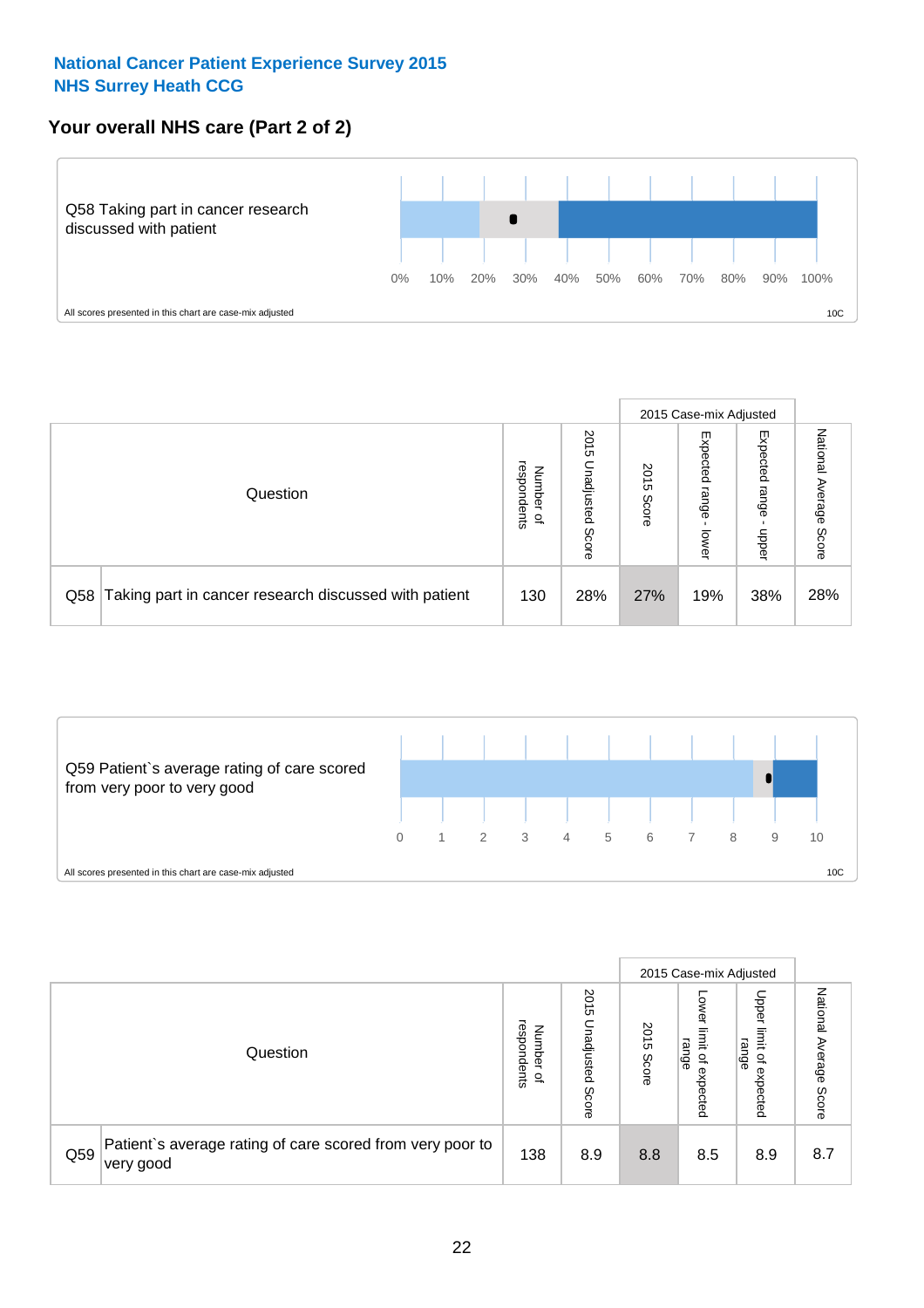National Cancer Patient Experience Survey 2015
NHS Surrey Heath CCG

## Your overall NHS care (Part 2 of 2)

Q58 Taking part in cancer research discussed with patient

0% 10% 20% 30% 40% 50% 60% 70% 80% 90% 100%

All scores presented in this chart are case-mix adjusted

10C

| | Question | Number of respondents | 2015 Unadjusted Score | 2015 Case-mix Adjusted | | | National Average Score |
|---|---|---|---|---|---|---|---|
| | | | | 2015 Score | Expected range - lower | Expected range - upper | |
| Q58 | Taking part in cancer research discussed with patient | 130 | 28% | 27% | 19% | 38% | 28% |

Q59 Patient`s average rating of care scored from very poor to very good

0 1 2 3 4 5 6 7 8 9 10

All scores presented in this chart are case-mix adjusted

10C

| | Question | Number of respondents | 2015 Unadjusted Score | 2015 Case-mix Adjusted | | | National Average Score |
|---|---|---|---|---|---|---|---|
| | | | | 2015 Score | Lower limit of expected range | Upper limit of expected range | |
| Q59 | Patient`s average rating of care scored from very poor to very good | 138 | 8.9 | 8.8 | 8.5 | 8.9 | 8.7 |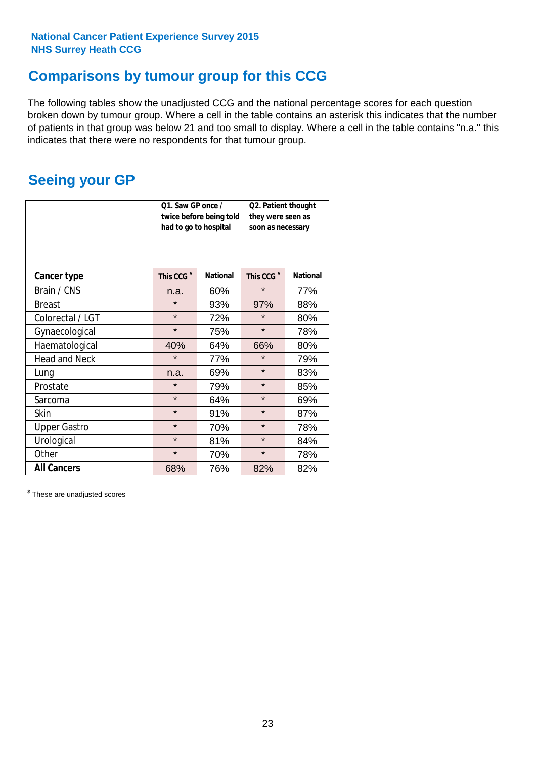National Cancer Patient Experience Survey 2015
NHS Surrey Heath CCG

# Comparisons by tumour group for this CCG

The following tables show the unadjusted CCG and the national percentage scores for each question broken down by tumour group. Where a cell in the table contains an asterisk this indicates that the number of patients in that group was below 21 and too small to display. Where a cell in the table contains "n.a." this indicates that there were no respondents for that tumour group.

## Seeing your GP

| | Q1. Saw GP once / twice before being told had to go to hospital | | Q2. Patient thought they were seen as soon as necessary | |
|---|---|---|---|---|
| **Cancer type** | **This CCG $** | **National** | **This CCG $** | **National** |
| Brain / CNS | n.a. | 60% | * | 77% |
| Breast | * | 93% | 97% | 88% |
| Colorectal / LGT | * | 72% | * | 80% |
| Gynaecological | * | 75% | * | 78% |
| Haematological | 40% | 64% | 66% | 80% |
| Head and Neck | * | 77% | * | 79% |
| Lung | n.a. | 69% | * | 83% |
| Prostate | * | 79% | * | 85% |
| Sarcoma | * | 64% | * | 69% |
| Skin | * | 91% | * | 87% |
| Upper Gastro | * | 70% | * | 78% |
| Urological | * | 81% | * | 84% |
| Other | * | 70% | * | 78% |
| **All Cancers** | 68% | 76% | 82% | 82% |

$ These are unadjusted scores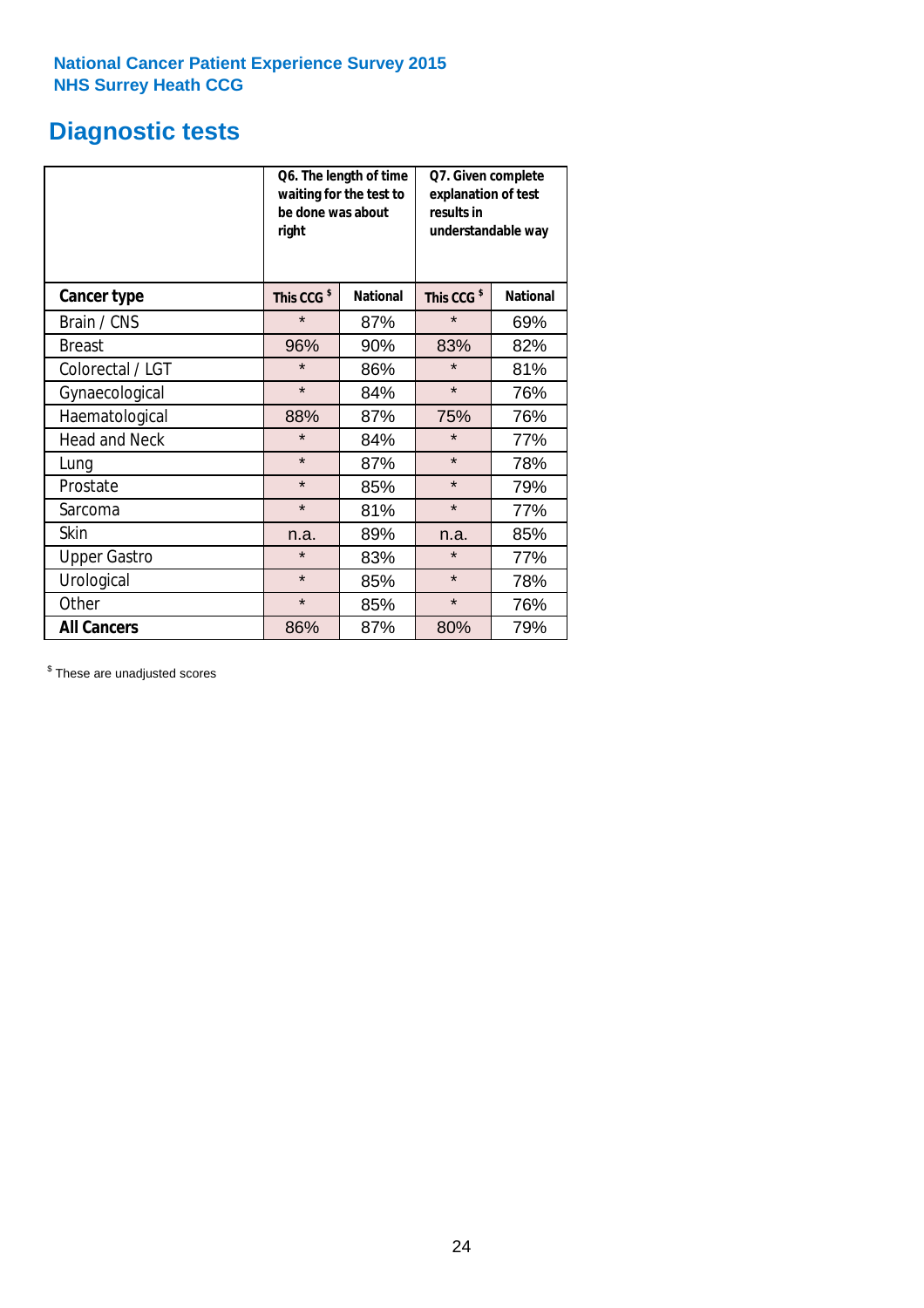National Cancer Patient Experience Survey 2015
NHS Surrey Heath CCG

# Diagnostic tests

| | Q6. The length of time waiting for the test to be done was about right | | Q7. Given complete explanation of test results in understandable way | |
|---|---|---|---|---|
| **Cancer type** | This CCG $ | National | This CCG $ | National |
| Brain / CNS | * | 87% | * | 69% |
| Breast | 96% | 90% | 83% | 82% |
| Colorectal / LGT | * | 86% | * | 81% |
| Gynaecological | * | 84% | * | 76% |
| Haematological | 88% | 87% | 75% | 76% |
| Head and Neck | * | 84% | * | 77% |
| Lung | * | 87% | * | 78% |
| Prostate | * | 85% | * | 79% |
| Sarcoma | * | 81% | * | 77% |
| Skin | n.a. | 89% | n.a. | 85% |
| Upper Gastro | * | 83% | * | 77% |
| Urological | * | 85% | * | 78% |
| Other | * | 85% | * | 76% |
| **All Cancers** | 86% | 87% | 80% | 79% |

$ These are unadjusted scores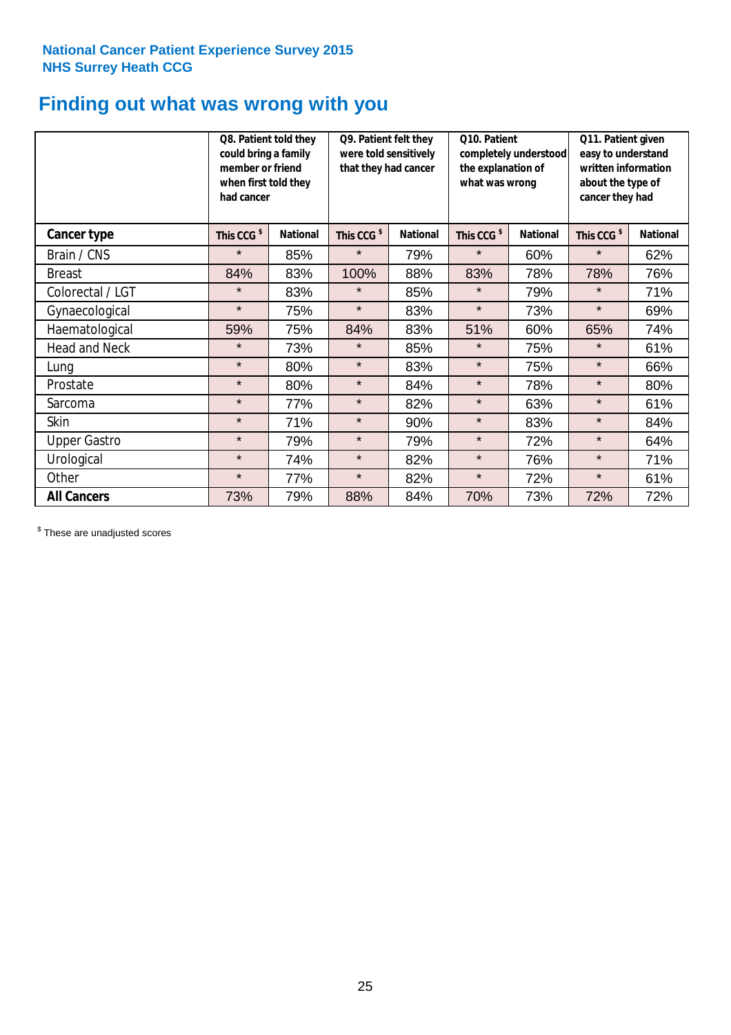National Cancer Patient Experience Survey 2015
NHS Surrey Heath CCG

# Finding out what was wrong with you

| | Q8. Patient told they could bring a family member or friend when first told they had cancer | | Q9. Patient felt they were told sensitively that they had cancer | | Q10. Patient completely understood the explanation of what was wrong | | Q11. Patient given easy to understand written information about the type of cancer they had | |
|---|---|---|---|---|---|---|---|---|
| **Cancer type** | **This CCG $** | **National** | **This CCG $** | **National** | **This CCG $** | **National** | **This CCG $** | **National** |
| Brain / CNS | * | 85% | * | 79% | * | 60% | * | 62% |
| Breast | 84% | 83% | 100% | 88% | 83% | 78% | 78% | 76% |
| Colorectal / LGT | * | 83% | * | 85% | * | 79% | * | 71% |
| Gynaecological | * | 75% | * | 83% | * | 73% | * | 69% |
| Haematological | 59% | 75% | 84% | 83% | 51% | 60% | 65% | 74% |
| Head and Neck | * | 73% | * | 85% | * | 75% | * | 61% |
| Lung | * | 80% | * | 83% | * | 75% | * | 66% |
| Prostate | * | 80% | * | 84% | * | 78% | * | 80% |
| Sarcoma | * | 77% | * | 82% | * | 63% | * | 61% |
| Skin | * | 71% | * | 90% | * | 83% | * | 84% |
| Upper Gastro | * | 79% | * | 79% | * | 72% | * | 64% |
| Urological | * | 74% | * | 82% | * | 76% | * | 71% |
| Other | * | 77% | * | 82% | * | 72% | * | 61% |
| **All Cancers** | 73% | 79% | 88% | 84% | 70% | 73% | 72% | 72% |

$ These are unadjusted scores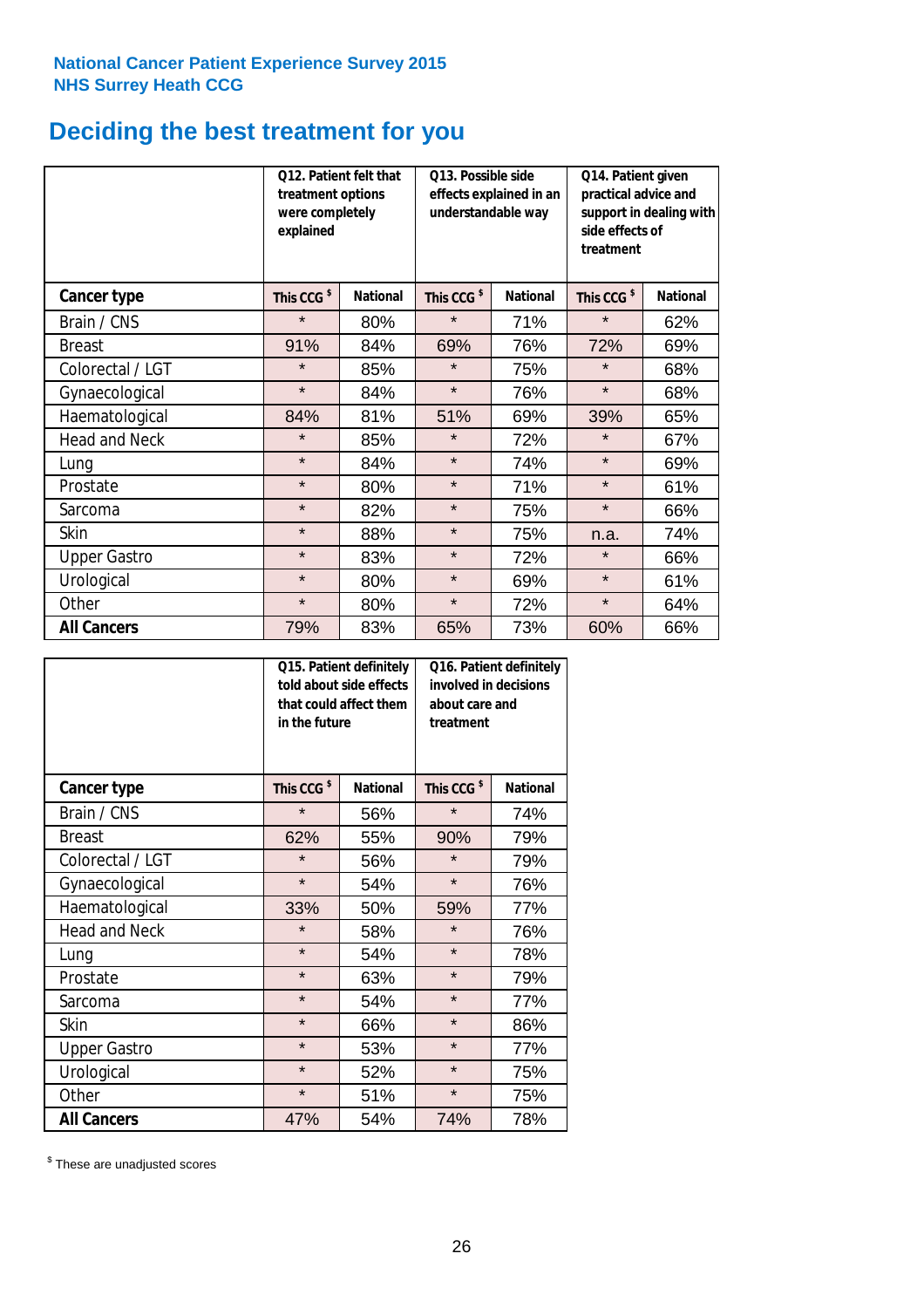National Cancer Patient Experience Survey 2015
NHS Surrey Heath CCG

# Deciding the best treatment for you

| | Q12. Patient felt that treatment options were completely explained | | Q13. Possible side effects explained in an understandable way | | Q14. Patient given practical advice and support in dealing with side effects of treatment | |
|---|---|---|---|---|---|---|
| **Cancer type** | **This CCG $** | **National** | **This CCG $** | **National** | **This CCG $** | **National** |
| Brain / CNS | * | 80% | * | 71% | * | 62% |
| Breast | 91% | 84% | 69% | 76% | 72% | 69% |
| Colorectal / LGT | * | 85% | * | 75% | * | 68% |
| Gynaecological | * | 84% | * | 76% | * | 68% |
| Haematological | 84% | 81% | 51% | 69% | 39% | 65% |
| Head and Neck | * | 85% | * | 72% | * | 67% |
| Lung | * | 84% | * | 74% | * | 69% |
| Prostate | * | 80% | * | 71% | * | 61% |
| Sarcoma | * | 82% | * | 75% | * | 66% |
| Skin | * | 88% | * | 75% | n.a. | 74% |
| Upper Gastro | * | 83% | * | 72% | * | 66% |
| Urological | * | 80% | * | 69% | * | 61% |
| Other | * | 80% | * | 72% | * | 64% |
| **All Cancers** | 79% | 83% | 65% | 73% | 60% | 66% |

| | Q15. Patient definitely told about side effects that could affect them in the future | | Q16. Patient definitely involved in decisions about care and treatment | |
|---|---|---|---|---|
| **Cancer type** | **This CCG $** | **National** | **This CCG $** | **National** |
| Brain / CNS | * | 56% | * | 74% |
| Breast | 62% | 55% | 90% | 79% |
| Colorectal / LGT | * | 56% | * | 79% |
| Gynaecological | * | 54% | * | 76% |
| Haematological | 33% | 50% | 59% | 77% |
| Head and Neck | * | 58% | * | 76% |
| Lung | * | 54% | * | 78% |
| Prostate | * | 63% | * | 79% |
| Sarcoma | * | 54% | * | 77% |
| Skin | * | 66% | * | 86% |
| Upper Gastro | * | 53% | * | 77% |
| Urological | * | 52% | * | 75% |
| Other | * | 51% | * | 75% |
| **All Cancers** | 47% | 54% | 74% | 78% |

$ These are unadjusted scores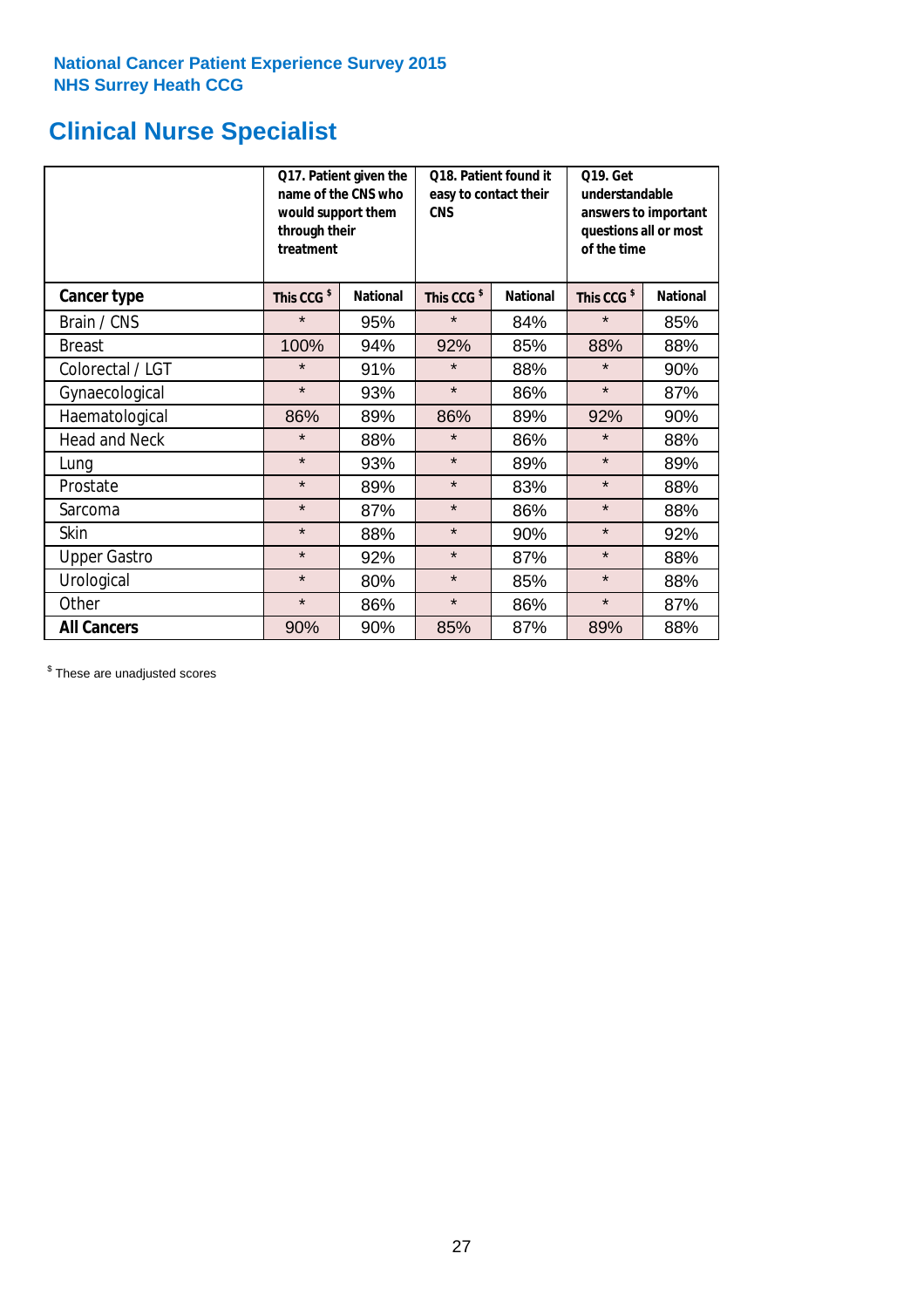National Cancer Patient Experience Survey 2015
NHS Surrey Heath CCG

# Clinical Nurse Specialist

| | Q17. Patient given the name of the CNS who would support them through their treatment | | Q18. Patient found it easy to contact their CNS | | Q19. Get understandable answers to important questions all or most of the time | |
|---|---|---|---|---|---|---|
| **Cancer type** | This CCG $ | National | This CCG $ | National | This CCG $ | National |
| Brain / CNS | * | 95% | * | 84% | * | 85% |
| Breast | 100% | 94% | 92% | 85% | 88% | 88% |
| Colorectal / LGT | * | 91% | * | 88% | * | 90% |
| Gynaecological | * | 93% | * | 86% | * | 87% |
| Haematological | 86% | 89% | 86% | 89% | 92% | 90% |
| Head and Neck | * | 88% | * | 86% | * | 88% |
| Lung | * | 93% | * | 89% | * | 89% |
| Prostate | * | 89% | * | 83% | * | 88% |
| Sarcoma | * | 87% | * | 86% | * | 88% |
| Skin | * | 88% | * | 90% | * | 92% |
| Upper Gastro | * | 92% | * | 87% | * | 88% |
| Urological | * | 80% | * | 85% | * | 88% |
| Other | * | 86% | * | 86% | * | 87% |
| **All Cancers** | 90% | 90% | 85% | 87% | 89% | 88% |

$ These are unadjusted scores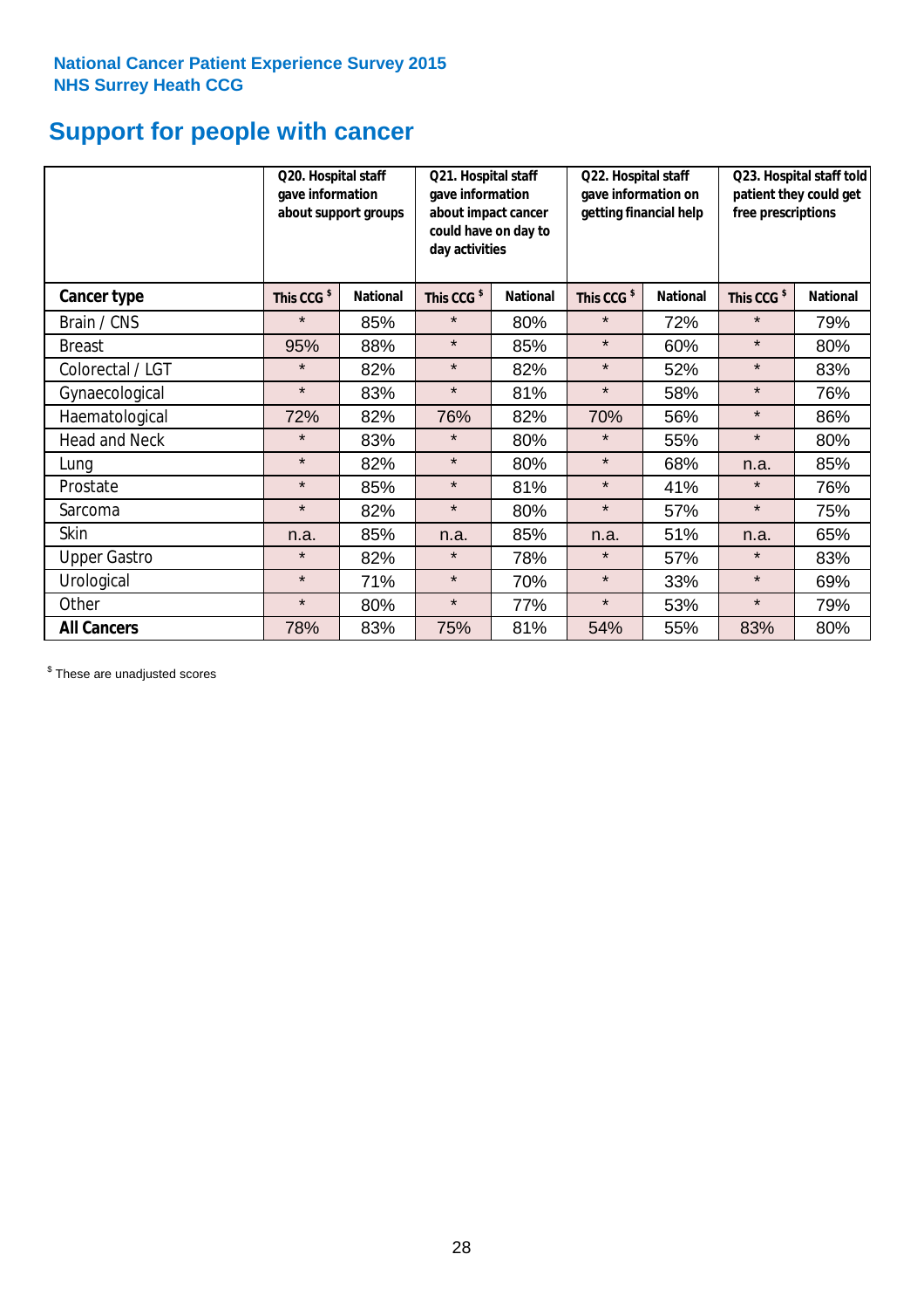National Cancer Patient Experience Survey 2015
NHS Surrey Heath CCG

# Support for people with cancer

| | Q20. Hospital staff gave information about support groups | | Q21. Hospital staff gave information about impact cancer could have on day to day activities | | Q22. Hospital staff gave information on getting financial help | | Q23. Hospital staff told patient they could get free prescriptions | |
|---|---|---|---|---|---|---|---|---|
| **Cancer type** | **This CCG $** | **National** | **This CCG $** | **National** | **This CCG $** | **National** | **This CCG $** | **National** |
| Brain / CNS | * | 85% | * | 80% | * | 72% | * | 79% |
| Breast | 95% | 88% | * | 85% | * | 60% | * | 80% |
| Colorectal / LGT | * | 82% | * | 82% | * | 52% | * | 83% |
| Gynaecological | * | 83% | * | 81% | * | 58% | * | 76% |
| Haematological | 72% | 82% | 76% | 82% | 70% | 56% | * | 86% |
| Head and Neck | * | 83% | * | 80% | * | 55% | * | 80% |
| Lung | * | 82% | * | 80% | * | 68% | n.a. | 85% |
| Prostate | * | 85% | * | 81% | * | 41% | * | 76% |
| Sarcoma | * | 82% | * | 80% | * | 57% | * | 75% |
| Skin | n.a. | 85% | n.a. | 85% | n.a. | 51% | n.a. | 65% |
| Upper Gastro | * | 82% | * | 78% | * | 57% | * | 83% |
| Urological | * | 71% | * | 70% | * | 33% | * | 69% |
| Other | * | 80% | * | 77% | * | 53% | * | 79% |
| **All Cancers** | 78% | 83% | 75% | 81% | 54% | 55% | 83% | 80% |

$ These are unadjusted scores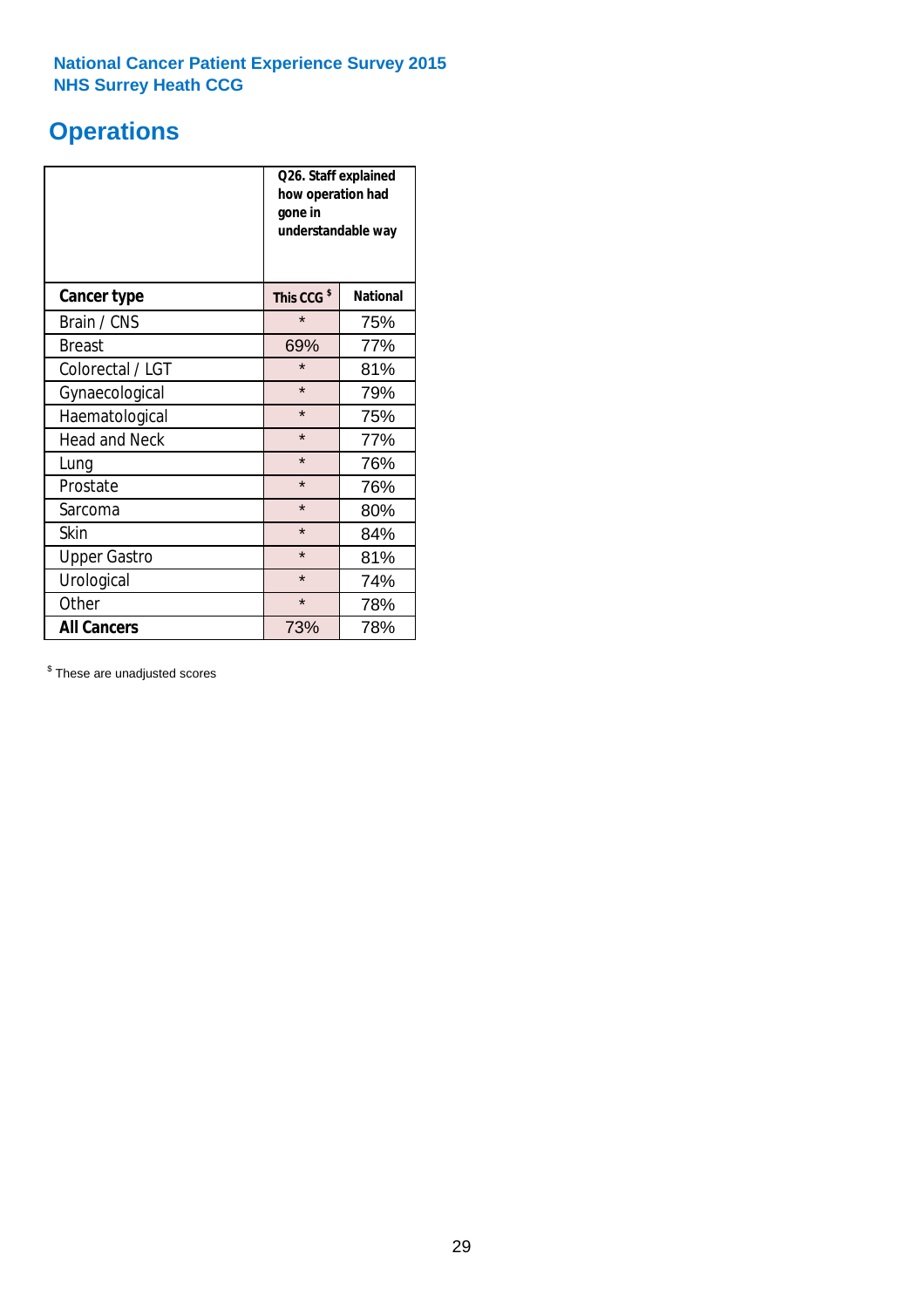**National Cancer Patient Experience Survey 2015**
**NHS Surrey Heath CCG**

# Operations

| | Q26. Staff explained how operation had gone in understandable way | |
|---|---|---|
| **Cancer type** | **This CCG** $ | **National** |
| Brain / CNS | * | 75% |
| Breast | 69% | 77% |
| Colorectal / LGT | * | 81% |
| Gynaecological | * | 79% |
| Haematological | * | 75% |
| Head and Neck | * | 77% |
| Lung | * | 76% |
| Prostate | * | 76% |
| Sarcoma | * | 80% |
| Skin | * | 84% |
| Upper Gastro | * | 81% |
| Urological | * | 74% |
| Other | * | 78% |
| **All Cancers** | 73% | 78% |

$ These are unadjusted scores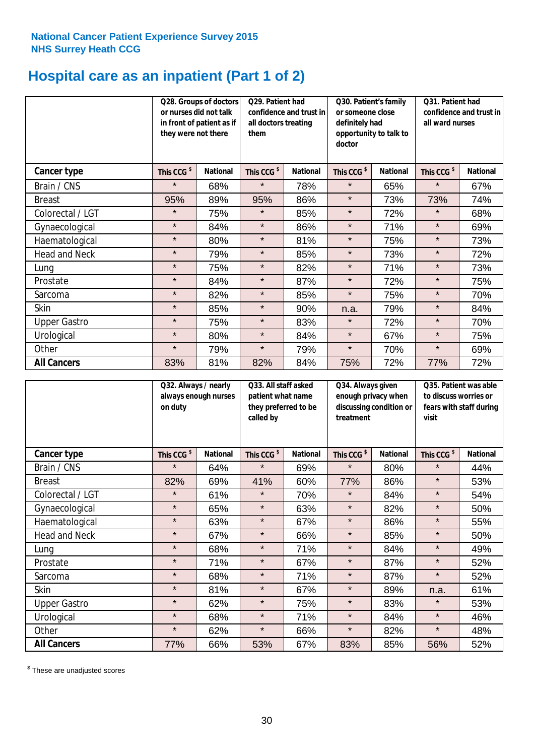National Cancer Patient Experience Survey 2015
NHS Surrey Heath CCG

# Hospital care as an inpatient (Part 1 of 2)

| | Q28. Groups of doctors or nurses did not talk in front of patient as if they were not there | | Q29. Patient had confidence and trust in all doctors treating them | | Q30. Patient's family or someone close definitely had opportunity to talk to doctor | | Q31. Patient had confidence and trust in all ward nurses | |
|---|---|---|---|---|---|---|---|---|
| **Cancer type** | This CCG $ | National | This CCG $ | National | This CCG $ | National | This CCG $ | National |
| Brain / CNS | * | 68% | * | 78% | * | 65% | * | 67% |
| Breast | 95% | 89% | 95% | 86% | * | 73% | 73% | 74% |
| Colorectal / LGT | * | 75% | * | 85% | * | 72% | * | 68% |
| Gynaecological | * | 84% | * | 86% | * | 71% | * | 69% |
| Haematological | * | 80% | * | 81% | * | 75% | * | 73% |
| Head and Neck | * | 79% | * | 85% | * | 73% | * | 72% |
| Lung | * | 75% | * | 82% | * | 71% | * | 73% |
| Prostate | * | 84% | * | 87% | * | 72% | * | 75% |
| Sarcoma | * | 82% | * | 85% | * | 75% | * | 70% |
| Skin | * | 85% | * | 90% | n.a. | 79% | * | 84% |
| Upper Gastro | * | 75% | * | 83% | * | 72% | * | 70% |
| Urological | * | 80% | * | 84% | * | 67% | * | 75% |
| Other | * | 79% | * | 79% | * | 70% | * | 69% |
| **All Cancers** | 83% | 81% | 82% | 84% | 75% | 72% | 77% | 72% |

| | Q32. Always / nearly always enough nurses on duty | | Q33. All staff asked patient what name they preferred to be called by | | Q34. Always given enough privacy when discussing condition or treatment | | Q35. Patient was able to discuss worries or fears with staff during visit | |
|---|---|---|---|---|---|---|---|---|
| **Cancer type** | This CCG $ | National | This CCG $ | National | This CCG $ | National | This CCG $ | National |
| Brain / CNS | * | 64% | * | 69% | * | 80% | * | 44% |
| Breast | 82% | 69% | 41% | 60% | 77% | 86% | * | 53% |
| Colorectal / LGT | * | 61% | * | 70% | * | 84% | * | 54% |
| Gynaecological | * | 65% | * | 63% | * | 82% | * | 50% |
| Haematological | * | 63% | * | 67% | * | 86% | * | 55% |
| Head and Neck | * | 67% | * | 66% | * | 85% | * | 50% |
| Lung | * | 68% | * | 71% | * | 84% | * | 49% |
| Prostate | * | 71% | * | 67% | * | 87% | * | 52% |
| Sarcoma | * | 68% | * | 71% | * | 87% | * | 52% |
| Skin | * | 81% | * | 67% | * | 89% | n.a. | 61% |
| Upper Gastro | * | 62% | * | 75% | * | 83% | * | 53% |
| Urological | * | 68% | * | 71% | * | 84% | * | 46% |
| Other | * | 62% | * | 66% | * | 82% | * | 48% |
| **All Cancers** | 77% | 66% | 53% | 67% | 83% | 85% | 56% | 52% |

$ These are unadjusted scores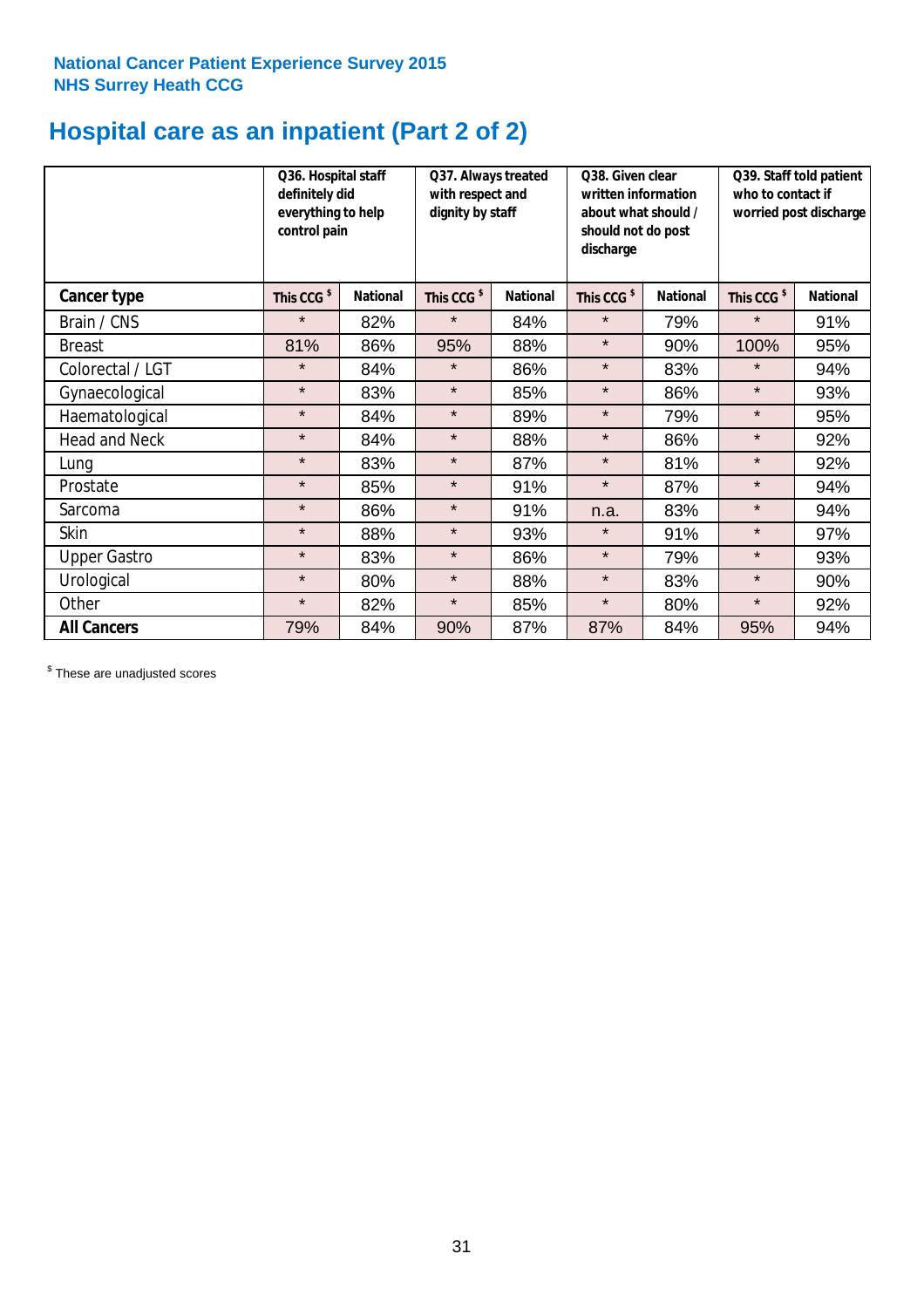**National Cancer Patient Experience Survey 2015**
**NHS Surrey Heath CCG**

# Hospital care as an inpatient (Part 2 of 2)

| | Q36. Hospital staff definitely did everything to help control pain | | Q37. Always treated with respect and dignity by staff | | Q38. Given clear written information about what should / should not do post discharge | | Q39. Staff told patient who to contact if worried post discharge | |
|---|---|---|---|---|---|---|---|---|
| **Cancer type** | **This CCG $** | **National** | **This CCG $** | **National** | **This CCG $** | **National** | **This CCG $** | **National** |
| Brain / CNS | * | 82% | * | 84% | * | 79% | * | 91% |
| Breast | 81% | 86% | 95% | 88% | * | 90% | 100% | 95% |
| Colorectal / LGT | * | 84% | * | 86% | * | 83% | * | 94% |
| Gynaecological | * | 83% | * | 85% | * | 86% | * | 93% |
| Haematological | * | 84% | * | 89% | * | 79% | * | 95% |
| Head and Neck | * | 84% | * | 88% | * | 86% | * | 92% |
| Lung | * | 83% | * | 87% | * | 81% | * | 92% |
| Prostate | * | 85% | * | 91% | * | 87% | * | 94% |
| Sarcoma | * | 86% | * | 91% | n.a. | 83% | * | 94% |
| Skin | * | 88% | * | 93% | * | 91% | * | 97% |
| Upper Gastro | * | 83% | * | 86% | * | 79% | * | 93% |
| Urological | * | 80% | * | 88% | * | 83% | * | 90% |
| Other | * | 82% | * | 85% | * | 80% | * | 92% |
| **All Cancers** | 79% | 84% | 90% | 87% | 87% | 84% | 95% | 94% |

$ These are unadjusted scores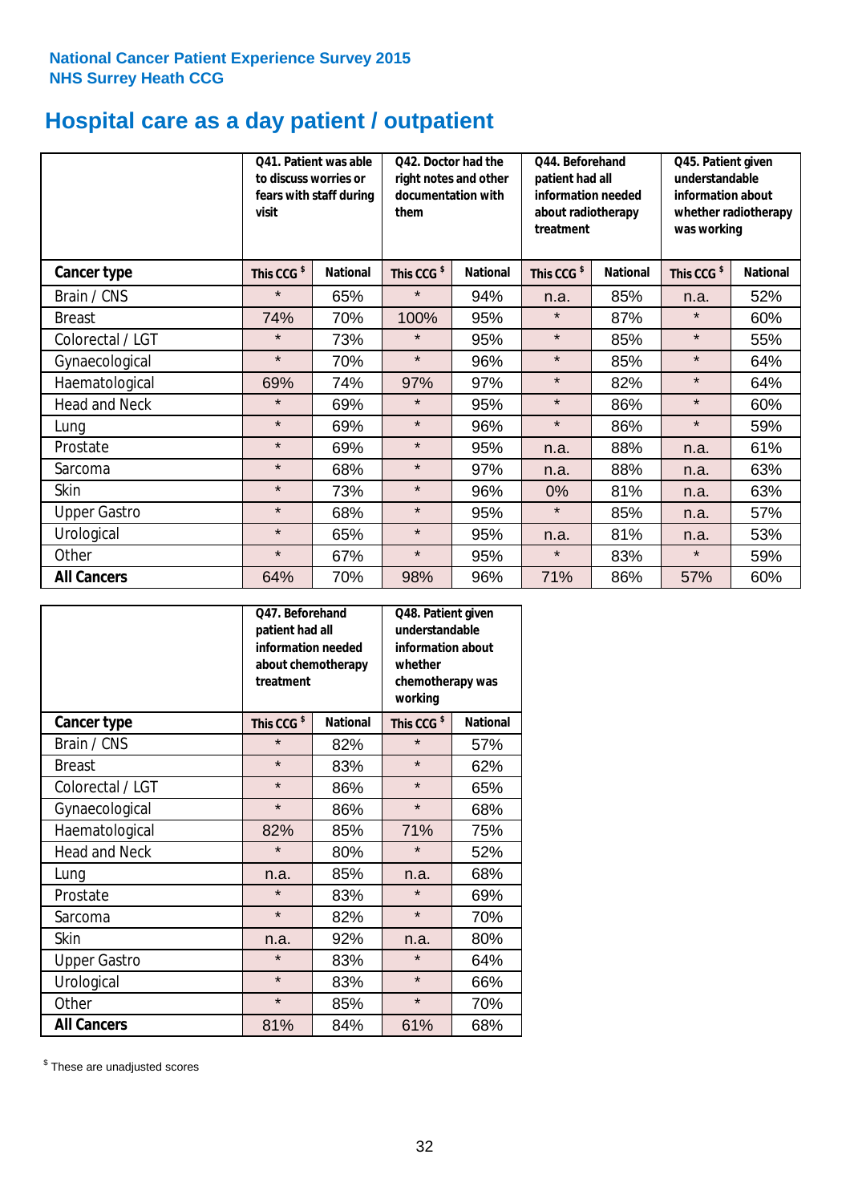National Cancer Patient Experience Survey 2015
NHS Surrey Heath CCG

# Hospital care as a day patient / outpatient

| | Q41. Patient was able to discuss worries or fears with staff during visit | | Q42. Doctor had the right notes and other documentation with them | | Q44. Beforehand patient had all information needed about radiotherapy treatment | | Q45. Patient given understandable information about whether radiotherapy was working | |
|---|---|---|---|---|---|---|---|---|
| **Cancer type** | This CCG $ | National | This CCG $ | National | This CCG $ | National | This CCG $ | National |
| Brain / CNS | * | 65% | * | 94% | n.a. | 85% | n.a. | 52% |
| Breast | 74% | 70% | 100% | 95% | * | 87% | * | 60% |
| Colorectal / LGT | * | 73% | * | 95% | * | 85% | * | 55% |
| Gynaecological | * | 70% | * | 96% | * | 85% | * | 64% |
| Haematological | 69% | 74% | 97% | 97% | * | 82% | * | 64% |
| Head and Neck | * | 69% | * | 95% | * | 86% | * | 60% |
| Lung | * | 69% | * | 96% | * | 86% | * | 59% |
| Prostate | * | 69% | * | 95% | n.a. | 88% | n.a. | 61% |
| Sarcoma | * | 68% | * | 97% | n.a. | 88% | n.a. | 63% |
| Skin | * | 73% | * | 96% | 0% | 81% | n.a. | 63% |
| Upper Gastro | * | 68% | * | 95% | * | 85% | n.a. | 57% |
| Urological | * | 65% | * | 95% | n.a. | 81% | n.a. | 53% |
| Other | * | 67% | * | 95% | * | 83% | * | 59% |
| **All Cancers** | 64% | 70% | 98% | 96% | 71% | 86% | 57% | 60% |

| | Q47. Beforehand patient had all information needed about chemotherapy treatment | | Q48. Patient given understandable information about whether chemotherapy was working | |
|---|---|---|---|---|
| **Cancer type** | This CCG $ | National | This CCG $ | National |
| Brain / CNS | * | 82% | * | 57% |
| Breast | * | 83% | * | 62% |
| Colorectal / LGT | * | 86% | * | 65% |
| Gynaecological | * | 86% | * | 68% |
| Haematological | 82% | 85% | 71% | 75% |
| Head and Neck | * | 80% | * | 52% |
| Lung | n.a. | 85% | n.a. | 68% |
| Prostate | * | 83% | * | 69% |
| Sarcoma | * | 82% | * | 70% |
| Skin | n.a. | 92% | n.a. | 80% |
| Upper Gastro | * | 83% | * | 64% |
| Urological | * | 83% | * | 66% |
| Other | * | 85% | * | 70% |
| **All Cancers** | 81% | 84% | 61% | 68% |

$ These are unadjusted scores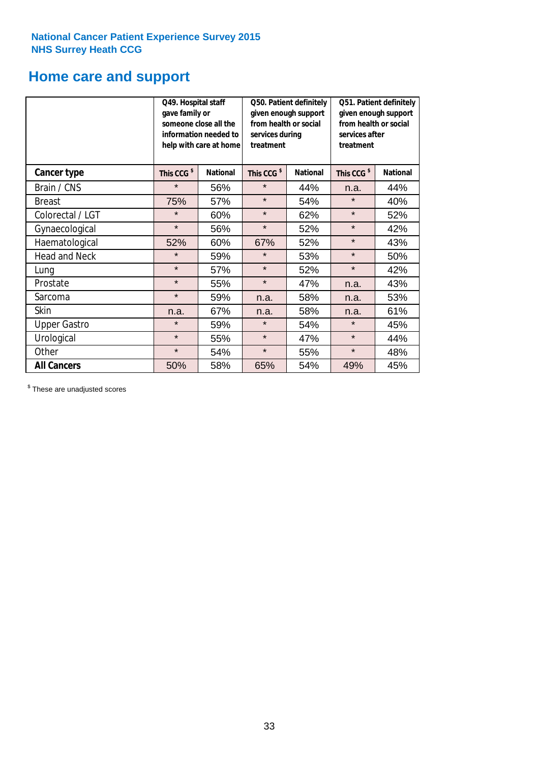National Cancer Patient Experience Survey 2015
NHS Surrey Heath CCG

# Home care and support

| | Q49. Hospital staff gave family or someone close all the information needed to help with care at home | | Q50. Patient definitely given enough support from health or social services during treatment | | Q51. Patient definitely given enough support from health or social services after treatment | |
|---|---|---|---|---|---|---|
| **Cancer type** | **This CCG $** | **National** | **This CCG $** | **National** | **This CCG $** | **National** |
| Brain / CNS | * | 56% | * | 44% | n.a. | 44% |
| Breast | 75% | 57% | * | 54% | * | 40% |
| Colorectal / LGT | * | 60% | * | 62% | * | 52% |
| Gynaecological | * | 56% | * | 52% | * | 42% |
| Haematological | 52% | 60% | 67% | 52% | * | 43% |
| Head and Neck | * | 59% | * | 53% | * | 50% |
| Lung | * | 57% | * | 52% | * | 42% |
| Prostate | * | 55% | * | 47% | n.a. | 43% |
| Sarcoma | * | 59% | n.a. | 58% | n.a. | 53% |
| Skin | n.a. | 67% | n.a. | 58% | n.a. | 61% |
| Upper Gastro | * | 59% | * | 54% | * | 45% |
| Urological | * | 55% | * | 47% | * | 44% |
| Other | * | 54% | * | 55% | * | 48% |
| **All Cancers** | 50% | 58% | 65% | 54% | 49% | 45% |

$ These are unadjusted scores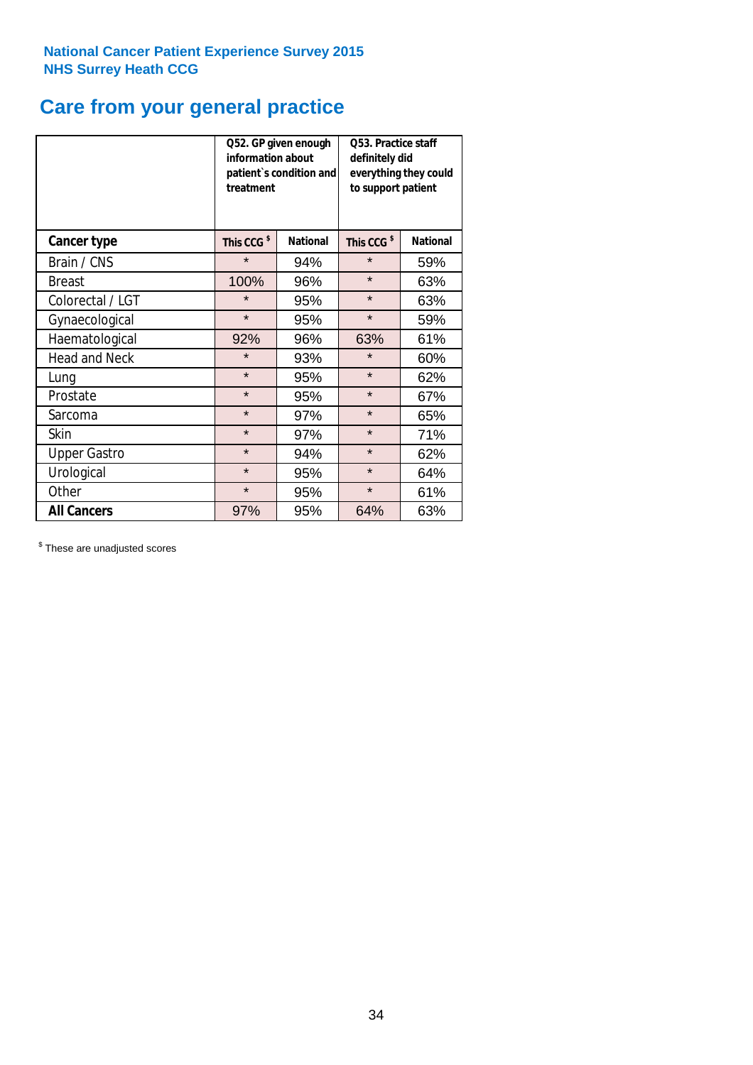National Cancer Patient Experience Survey 2015
NHS Surrey Heath CCG

# Care from your general practice

| | Q52. GP given enough information about patient`s condition and treatment | | Q53. Practice staff definitely did everything they could to support patient | |
|---|---|---|---|---|
| **Cancer type** | **This CCG $** | **National** | **This CCG $** | **National** |
| Brain / CNS | * | 94% | * | 59% |
| Breast | 100% | 96% | * | 63% |
| Colorectal / LGT | * | 95% | * | 63% |
| Gynaecological | * | 95% | * | 59% |
| Haematological | 92% | 96% | 63% | 61% |
| Head and Neck | * | 93% | * | 60% |
| Lung | * | 95% | * | 62% |
| Prostate | * | 95% | * | 67% |
| Sarcoma | * | 97% | * | 65% |
| Skin | * | 97% | * | 71% |
| Upper Gastro | * | 94% | * | 62% |
| Urological | * | 95% | * | 64% |
| Other | * | 95% | * | 61% |
| **All Cancers** | 97% | 95% | 64% | 63% |

$ These are unadjusted scores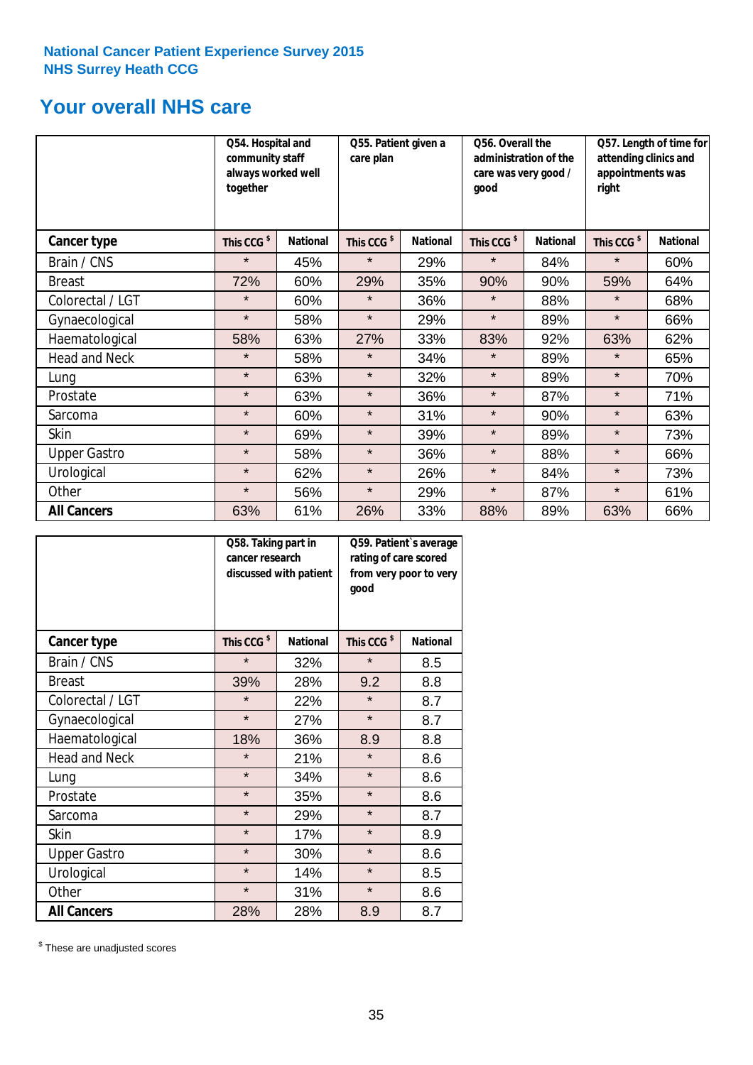National Cancer Patient Experience Survey 2015
NHS Surrey Heath CCG

## Your overall NHS care

| | Q54. Hospital and community staff always worked well together | | Q55. Patient given a care plan | | Q56. Overall the administration of the care was very good / good | | Q57. Length of time for attending clinics and appointments was right | |
|---|---|---|---|---|---|---|---|---|
| **Cancer type** | This CCG $ | National | This CCG $ | National | This CCG $ | National | This CCG $ | National |
| Brain / CNS | * | 45% | * | 29% | * | 84% | * | 60% |
| Breast | 72% | 60% | 29% | 35% | 90% | 90% | 59% | 64% |
| Colorectal / LGT | * | 60% | * | 36% | * | 88% | * | 68% |
| Gynaecological | * | 58% | * | 29% | * | 89% | * | 66% |
| Haematological | 58% | 63% | 27% | 33% | 83% | 92% | 63% | 62% |
| Head and Neck | * | 58% | * | 34% | * | 89% | * | 65% |
| Lung | * | 63% | * | 32% | * | 89% | * | 70% |
| Prostate | * | 63% | * | 36% | * | 87% | * | 71% |
| Sarcoma | * | 60% | * | 31% | * | 90% | * | 63% |
| Skin | * | 69% | * | 39% | * | 89% | * | 73% |
| Upper Gastro | * | 58% | * | 36% | * | 88% | * | 66% |
| Urological | * | 62% | * | 26% | * | 84% | * | 73% |
| Other | * | 56% | * | 29% | * | 87% | * | 61% |
| **All Cancers** | 63% | 61% | 26% | 33% | 88% | 89% | 63% | 66% |

| | Q58. Taking part in cancer research discussed with patient | | Q59. Patient's average rating of care scored from very poor to very good | |
|---|---|---|---|---|
| **Cancer type** | This CCG $ | National | This CCG $ | National |
| Brain / CNS | * | 32% | * | 8.5 |
| Breast | 39% | 28% | 9.2 | 8.8 |
| Colorectal / LGT | * | 22% | * | 8.7 |
| Gynaecological | * | 27% | * | 8.7 |
| Haematological | 18% | 36% | 8.9 | 8.8 |
| Head and Neck | * | 21% | * | 8.6 |
| Lung | * | 34% | * | 8.6 |
| Prostate | * | 35% | * | 8.6 |
| Sarcoma | * | 29% | * | 8.7 |
| Skin | * | 17% | * | 8.9 |
| Upper Gastro | * | 30% | * | 8.6 |
| Urological | * | 14% | * | 8.5 |
| Other | * | 31% | * | 8.6 |
| **All Cancers** | 28% | 28% | 8.9 | 8.7 |

$ These are unadjusted scores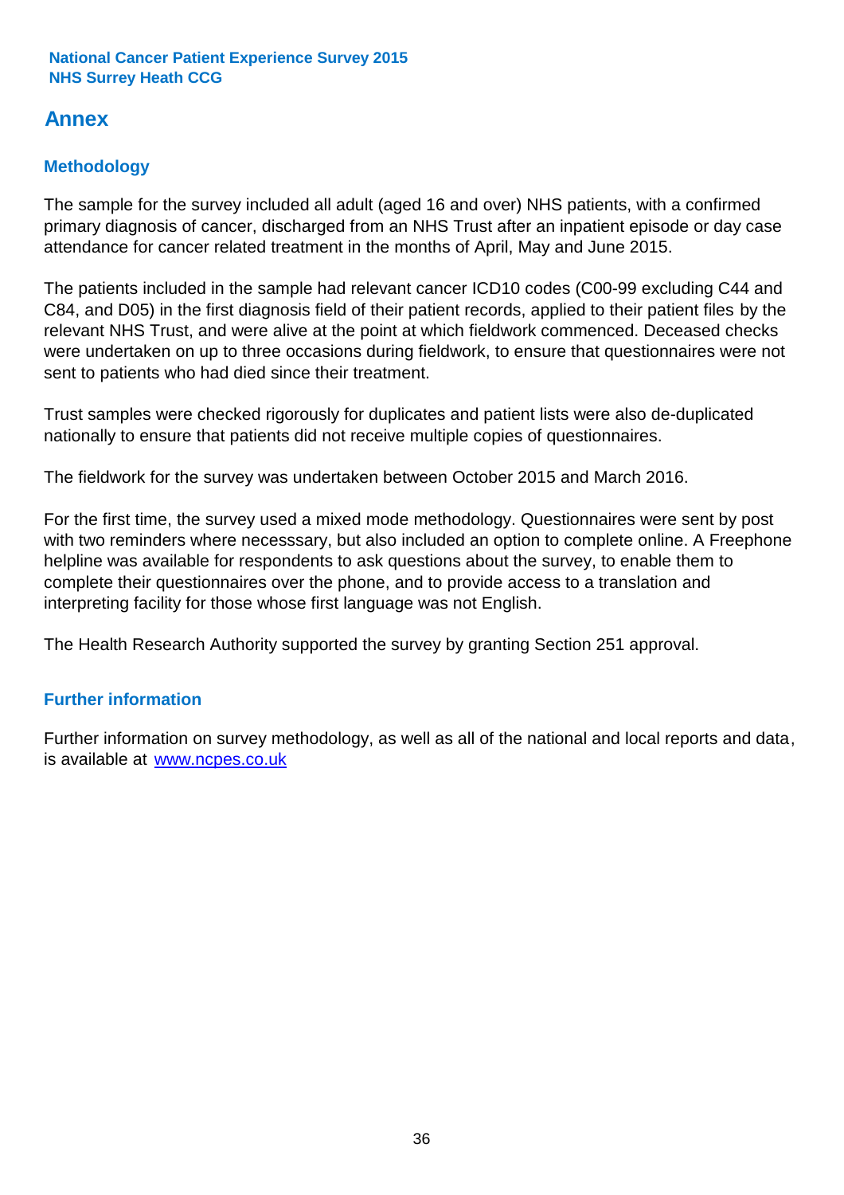## Annex

### Methodology

The sample for the survey included all adult (aged 16 and over) NHS patients, with a confirmed primary diagnosis of cancer, discharged from an NHS Trust after an inpatient episode or day case attendance for cancer related treatment in the months of April, May and June 2015.

The patients included in the sample had relevant cancer ICD10 codes (C00-99 excluding C44 and C84, and D05) in the first diagnosis field of their patient records, applied to their patient files by the relevant NHS Trust, and were alive at the point at which fieldwork commenced. Deceased checks were undertaken on up to three occasions during fieldwork, to ensure that questionnaires were not sent to patients who had died since their treatment.

Trust samples were checked rigorously for duplicates and patient lists were also de-duplicated nationally to ensure that patients did not receive multiple copies of questionnaires.

The fieldwork for the survey was undertaken between October 2015 and March 2016.

For the first time, the survey used a mixed mode methodology. Questionnaires were sent by post with two reminders where necesssary, but also included an option to complete online. A Freephone helpline was available for respondents to ask questions about the survey, to enable them to complete their questionnaires over the phone, and to provide access to a translation and interpreting facility for those whose first language was not English.

The Health Research Authority supported the survey by granting Section 251 approval.

### Further information

Further information on survey methodology, as well as all of the national and local reports and data, is available at [www.ncpes.co.uk](http://www.ncpes.co.uk)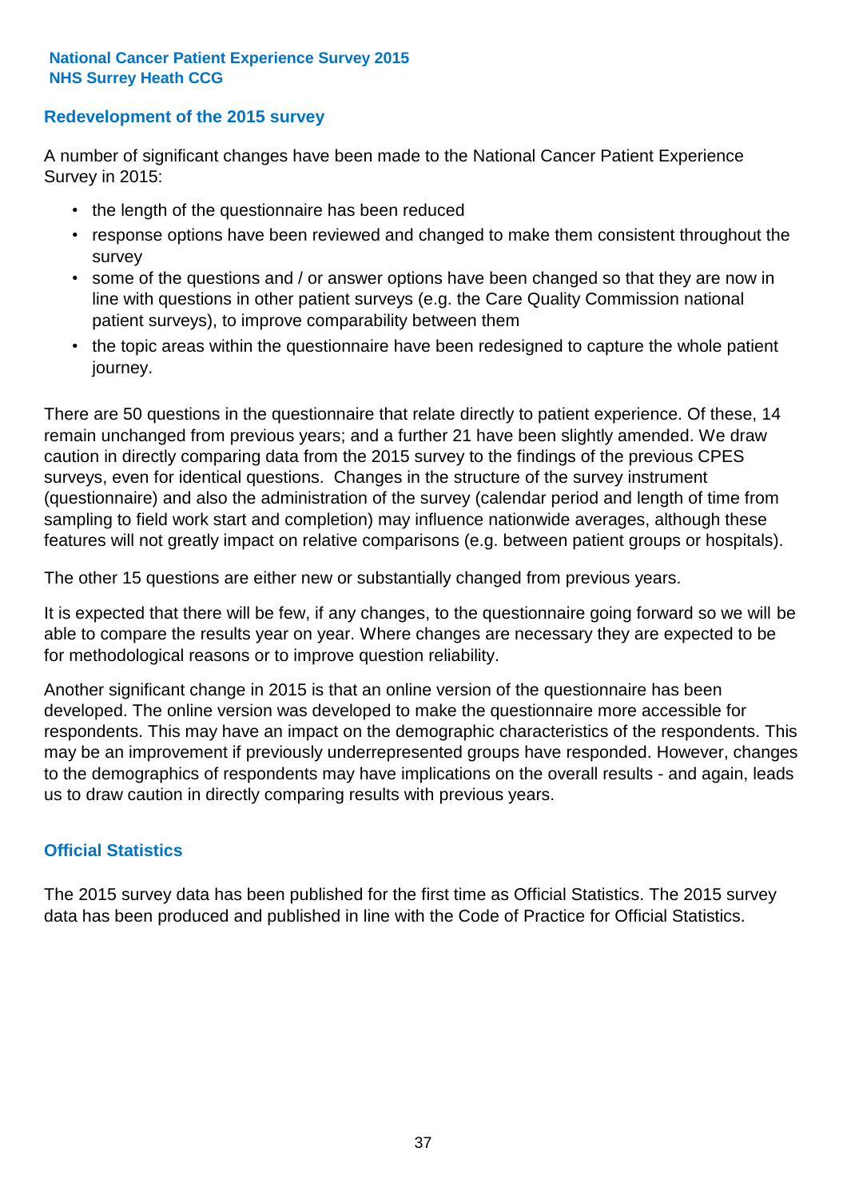## Redevelopment of the 2015 survey

A number of significant changes have been made to the National Cancer Patient Experience Survey in 2015:

- the length of the questionnaire has been reduced
- response options have been reviewed and changed to make them consistent throughout the survey
- some of the questions and / or answer options have been changed so that they are now in line with questions in other patient surveys (e.g. the Care Quality Commission national patient surveys), to improve comparability between them
- the topic areas within the questionnaire have been redesigned to capture the whole patient journey.

There are 50 questions in the questionnaire that relate directly to patient experience. Of these, 14 remain unchanged from previous years; and a further 21 have been slightly amended. We draw caution in directly comparing data from the 2015 survey to the findings of the previous CPES surveys, even for identical questions. Changes in the structure of the survey instrument (questionnaire) and also the administration of the survey (calendar period and length of time from sampling to field work start and completion) may influence nationwide averages, although these features will not greatly impact on relative comparisons (e.g. between patient groups or hospitals).

The other 15 questions are either new or substantially changed from previous years.

It is expected that there will be few, if any changes, to the questionnaire going forward so we will be able to compare the results year on year. Where changes are necessary they are expected to be for methodological reasons or to improve question reliability.

Another significant change in 2015 is that an online version of the questionnaire has been developed. The online version was developed to make the questionnaire more accessible for respondents. This may have an impact on the demographic characteristics of the respondents. This may be an improvement if previously underrepresented groups have responded. However, changes to the demographics of respondents may have implications on the overall results - and again, leads us to draw caution in directly comparing results with previous years.

## Official Statistics

The 2015 survey data has been published for the first time as Official Statistics. The 2015 survey data has been produced and published in line with the Code of Practice for Official Statistics.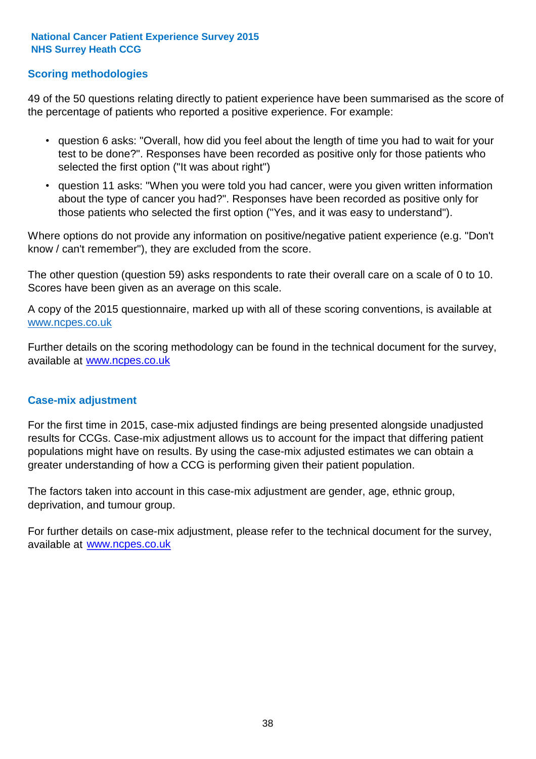## Scoring methodologies

49 of the 50 questions relating directly to patient experience have been summarised as the score of the percentage of patients who reported a positive experience. For example:

- question 6 asks: "Overall, how did you feel about the length of time you had to wait for your test to be done?". Responses have been recorded as positive only for those patients who selected the first option ("It was about right")
- question 11 asks: "When you were told you had cancer, were you given written information about the type of cancer you had?". Responses have been recorded as positive only for those patients who selected the first option ("Yes, and it was easy to understand").

Where options do not provide any information on positive/negative patient experience (e.g. "Don't know / can't remember"), they are excluded from the score.

The other question (question 59) asks respondents to rate their overall care on a scale of 0 to 10. Scores have been given as an average on this scale.

A copy of the 2015 questionnaire, marked up with all of these scoring conventions, is available at www.ncpes.co.uk

Further details on the scoring methodology can be found in the technical document for the survey, available at www.ncpes.co.uk

## Case-mix adjustment

For the first time in 2015, case-mix adjusted findings are being presented alongside unadjusted results for CCGs. Case-mix adjustment allows us to account for the impact that differing patient populations might have on results. By using the case-mix adjusted estimates we can obtain a greater understanding of how a CCG is performing given their patient population.

The factors taken into account in this case-mix adjustment are gender, age, ethnic group, deprivation, and tumour group.

For further details on case-mix adjustment, please refer to the technical document for the survey, available at www.ncpes.co.uk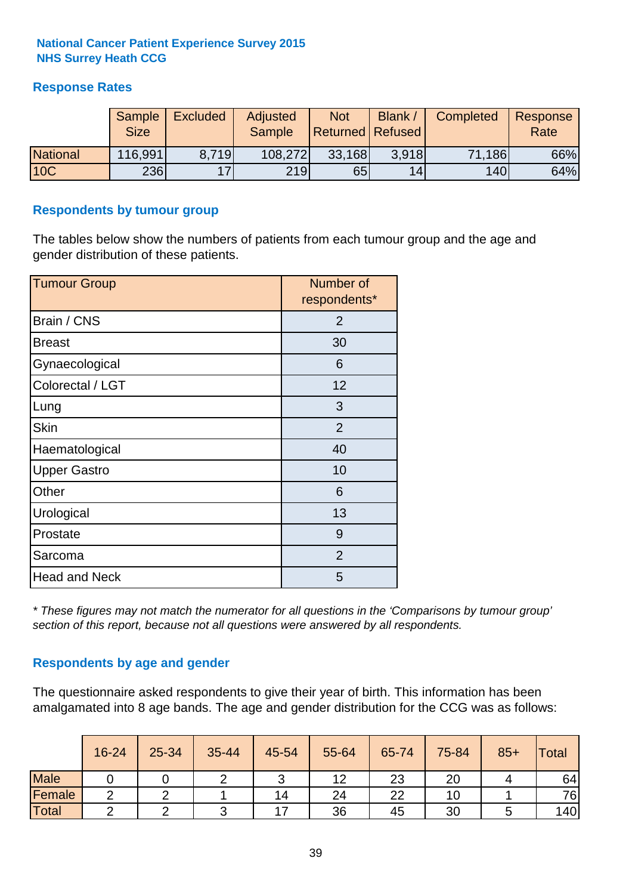**National Cancer Patient Experience Survey 2015**
**NHS Surrey Heath CCG**

## Response Rates

| | Sample Size | Excluded | Adjusted Sample | Not Returned | Blank / Refused | Completed | Response Rate |
|---|---|---|---|---|---|---|---|
| National | 116,991 | 8,719 | 108,272 | 33,168 | 3,918 | 71,186 | 66% |
| 10C | 236 | 17 | 219 | 65 | 14 | 140 | 64% |

## Respondents by tumour group

The tables below show the numbers of patients from each tumour group and the age and gender distribution of these patients.

| Tumour Group | Number of respondents* |
|---|---|
| Brain / CNS | 2 |
| Breast | 30 |
| Gynaecological | 6 |
| Colorectal / LGT | 12 |
| Lung | 3 |
| Skin | 2 |
| Haematological | 40 |
| Upper Gastro | 10 |
| Other | 6 |
| Urological | 13 |
| Prostate | 9 |
| Sarcoma | 2 |
| Head and Neck | 5 |

*\* These figures may not match the numerator for all questions in the 'Comparisons by tumour group' section of this report, because not all questions were answered by all respondents.*

## Respondents by age and gender

The questionnaire asked respondents to give their year of birth. This information has been amalgamated into 8 age bands. The age and gender distribution for the CCG was as follows:

| | 16-24 | 25-34 | 35-44 | 45-54 | 55-64 | 65-74 | 75-84 | 85+ | Total |
|---|---|---|---|---|---|---|---|---|---|
| Male | 0 | 0 | 2 | 3 | 12 | 23 | 20 | 4 | 64 |
| Female | 2 | 2 | 1 | 14 | 24 | 22 | 10 | 1 | 76 |
| Total | 2 | 2 | 3 | 17 | 36 | 45 | 30 | 5 | 140 |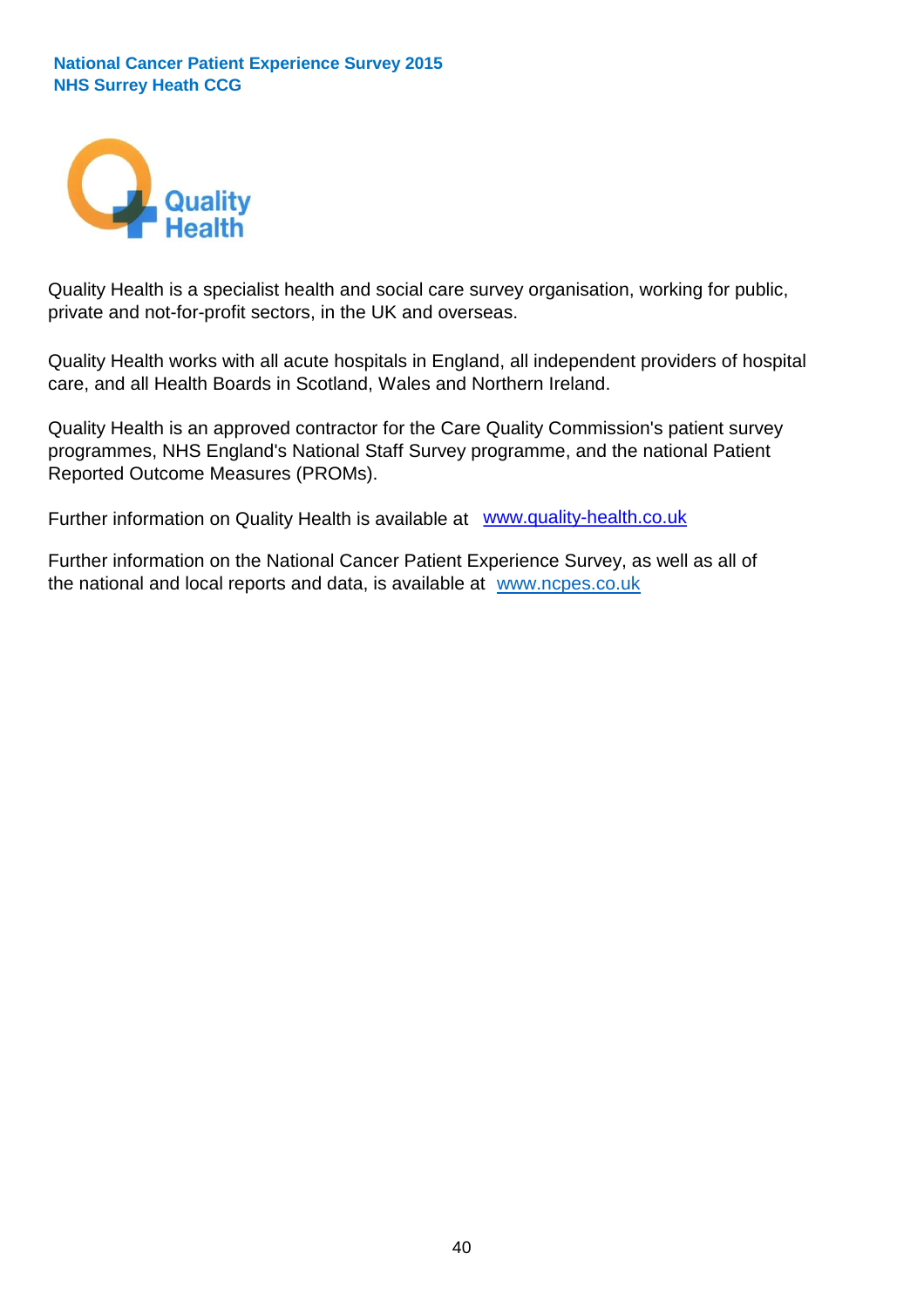Quality Health

Quality Health is a specialist health and social care survey organisation, working for public, private and not-for-profit sectors, in the UK and overseas.

Quality Health works with all acute hospitals in England, all independent providers of hospital care, and all Health Boards in Scotland, Wales and Northern Ireland.

Quality Health is an approved contractor for the Care Quality Commission's patient survey programmes, NHS England's National Staff Survey programme, and the national Patient Reported Outcome Measures (PROMs).

Further information on Quality Health is available at [www.quality-health.co.uk](http://www.quality-health.co.uk)

Further information on the National Cancer Patient Experience Survey, as well as all of the national and local reports and data, is available at [www.ncpes.co.uk](http://www.ncpes.co.uk)